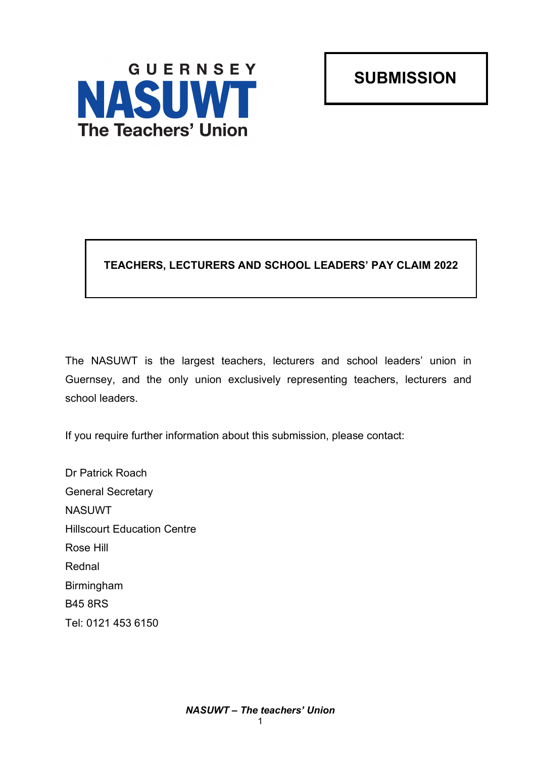GUERNSEY

NASUWT

The Teachers' Union

**SUBMISSION**

**TEACHERS, LECTURERS AND SCHOOL LEADERS' PAY CLAIM 2022**

The NASUWT is the largest teachers, lecturers and school leaders' union in Guernsey, and the only union exclusively representing teachers, lecturers and school leaders.

If you require further information about this submission, please contact:

Dr Patrick Roach  
General Secretary  
NASUWT  
Hillscourt Education Centre  
Rose Hill  
Rednal  
Birmingham  
B45 8RS  
Tel: 0121 453 6150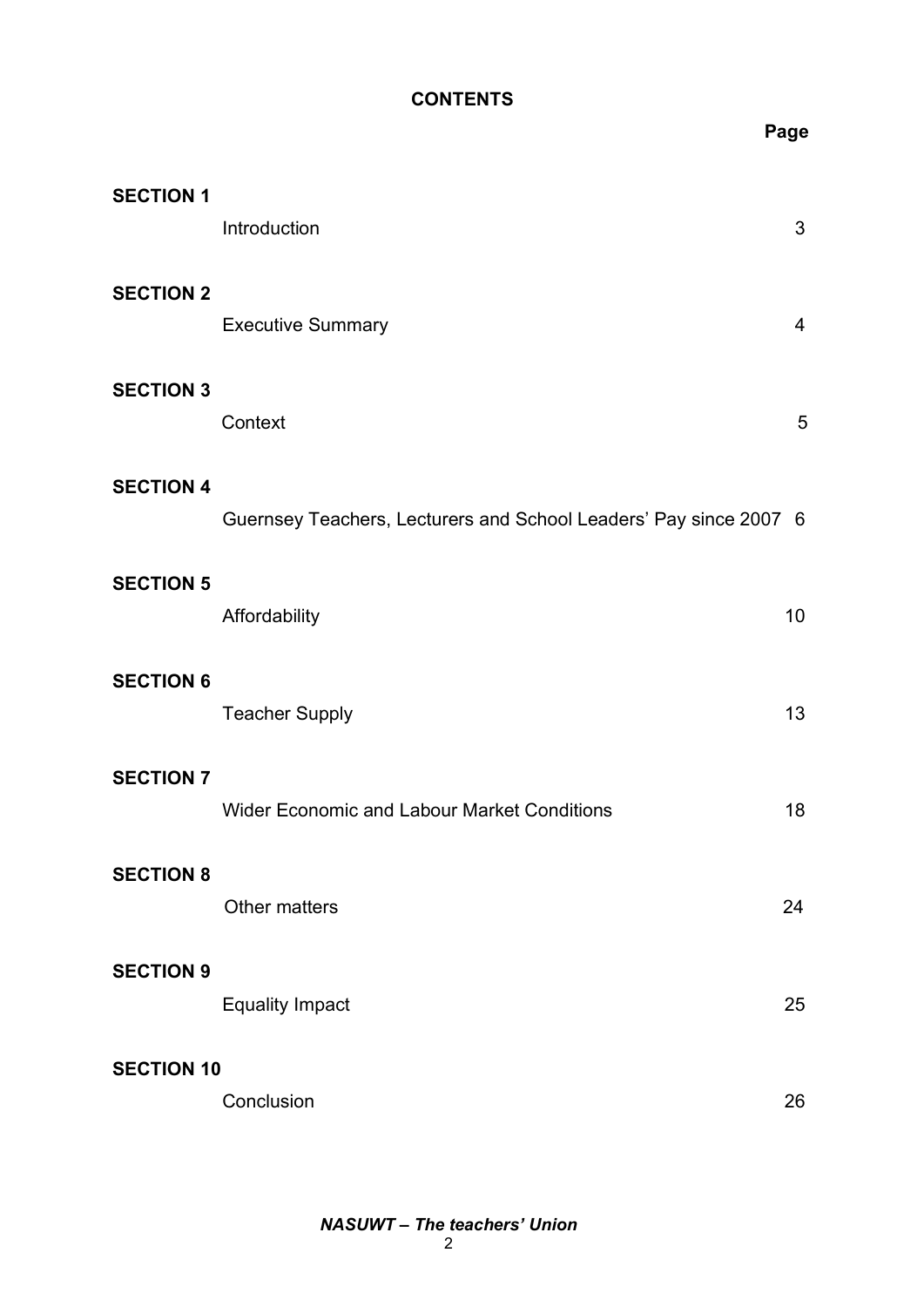# CONTENTS

| | | Page |
|---|---|---|
| **SECTION 1** | | |
| | Introduction | 3 |
| **SECTION 2** | | |
| | Executive Summary | 4 |
| **SECTION 3** | | |
| | Context | 5 |
| **SECTION 4** | | |
| | Guernsey Teachers, Lecturers and School Leaders' Pay since 2007 | 6 |
| **SECTION 5** | | |
| | Affordability | 10 |
| **SECTION 6** | | |
| | Teacher Supply | 13 |
| **SECTION 7** | | |
| | Wider Economic and Labour Market Conditions | 18 |
| **SECTION 8** | | |
| | Other matters | 24 |
| **SECTION 9** | | |
| | Equality Impact | 25 |
| **SECTION 10** | | |
| | Conclusion | 26 |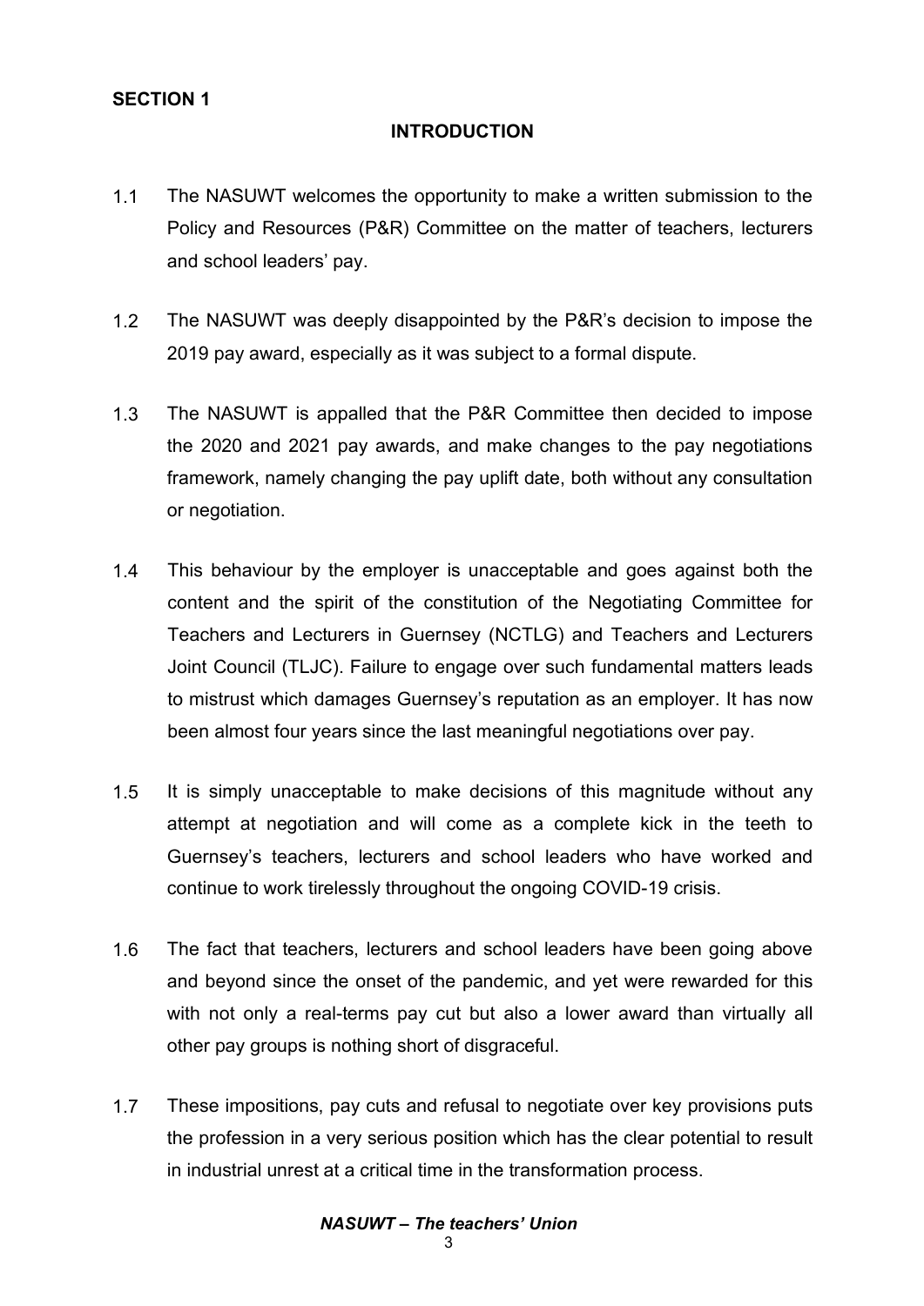**SECTION 1**

## INTRODUCTION

1.1 The NASUWT welcomes the opportunity to make a written submission to the Policy and Resources (P&R) Committee on the matter of teachers, lecturers and school leaders' pay.

1.2 The NASUWT was deeply disappointed by the P&R's decision to impose the 2019 pay award, especially as it was subject to a formal dispute.

1.3 The NASUWT is appalled that the P&R Committee then decided to impose the 2020 and 2021 pay awards, and make changes to the pay negotiations framework, namely changing the pay uplift date, both without any consultation or negotiation.

1.4 This behaviour by the employer is unacceptable and goes against both the content and the spirit of the constitution of the Negotiating Committee for Teachers and Lecturers in Guernsey (NCTLG) and Teachers and Lecturers Joint Council (TLJC). Failure to engage over such fundamental matters leads to mistrust which damages Guernsey's reputation as an employer. It has now been almost four years since the last meaningful negotiations over pay.

1.5 It is simply unacceptable to make decisions of this magnitude without any attempt at negotiation and will come as a complete kick in the teeth to Guernsey's teachers, lecturers and school leaders who have worked and continue to work tirelessly throughout the ongoing COVID-19 crisis.

1.6 The fact that teachers, lecturers and school leaders have been going above and beyond since the onset of the pandemic, and yet were rewarded for this with not only a real-terms pay cut but also a lower award than virtually all other pay groups is nothing short of disgraceful.

1.7 These impositions, pay cuts and refusal to negotiate over key provisions puts the profession in a very serious position which has the clear potential to result in industrial unrest at a critical time in the transformation process.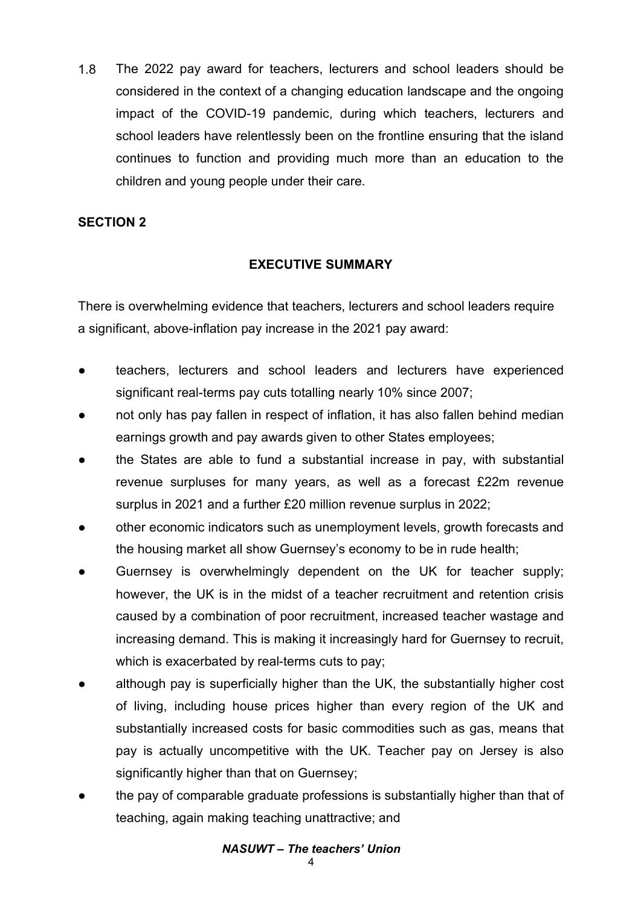1.8 The 2022 pay award for teachers, lecturers and school leaders should be considered in the context of a changing education landscape and the ongoing impact of the COVID-19 pandemic, during which teachers, lecturers and school leaders have relentlessly been on the frontline ensuring that the island continues to function and providing much more than an education to the children and young people under their care.

**SECTION 2**

## EXECUTIVE SUMMARY

There is overwhelming evidence that teachers, lecturers and school leaders require a significant, above-inflation pay increase in the 2021 pay award:

- teachers, lecturers and school leaders and lecturers have experienced significant real-terms pay cuts totalling nearly 10% since 2007;
- not only has pay fallen in respect of inflation, it has also fallen behind median earnings growth and pay awards given to other States employees;
- the States are able to fund a substantial increase in pay, with substantial revenue surpluses for many years, as well as a forecast £22m revenue surplus in 2021 and a further £20 million revenue surplus in 2022;
- other economic indicators such as unemployment levels, growth forecasts and the housing market all show Guernsey's economy to be in rude health;
- Guernsey is overwhelmingly dependent on the UK for teacher supply; however, the UK is in the midst of a teacher recruitment and retention crisis caused by a combination of poor recruitment, increased teacher wastage and increasing demand. This is making it increasingly hard for Guernsey to recruit, which is exacerbated by real-terms cuts to pay;
- although pay is superficially higher than the UK, the substantially higher cost of living, including house prices higher than every region of the UK and substantially increased costs for basic commodities such as gas, means that pay is actually uncompetitive with the UK. Teacher pay on Jersey is also significantly higher than that on Guernsey;
- the pay of comparable graduate professions is substantially higher than that of teaching, again making teaching unattractive; and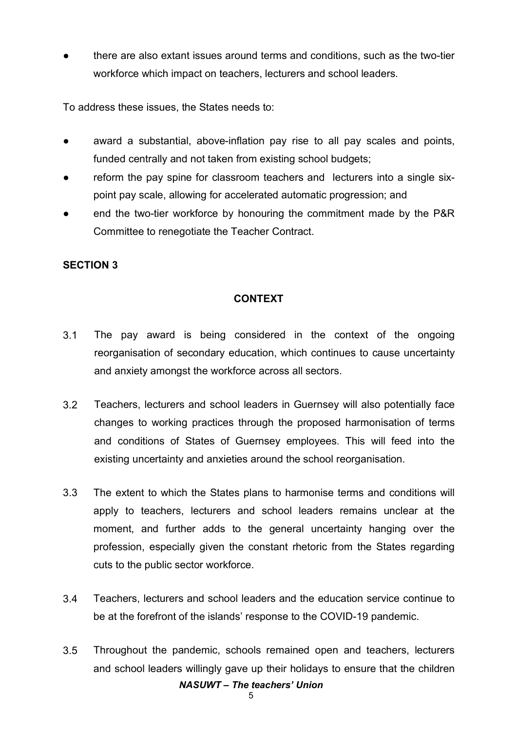- there are also extant issues around terms and conditions, such as the two-tier workforce which impact on teachers, lecturers and school leaders.

To address these issues, the States needs to:

- award a substantial, above-inflation pay rise to all pay scales and points, funded centrally and not taken from existing school budgets;
- reform the pay spine for classroom teachers and lecturers into a single six-point pay scale, allowing for accelerated automatic progression; and
- end the two-tier workforce by honouring the commitment made by the P&R Committee to renegotiate the Teacher Contract.

**SECTION 3**

## CONTEXT

3.1 The pay award is being considered in the context of the ongoing reorganisation of secondary education, which continues to cause uncertainty and anxiety amongst the workforce across all sectors.

3.2 Teachers, lecturers and school leaders in Guernsey will also potentially face changes to working practices through the proposed harmonisation of terms and conditions of States of Guernsey employees. This will feed into the existing uncertainty and anxieties around the school reorganisation.

3.3 The extent to which the States plans to harmonise terms and conditions will apply to teachers, lecturers and school leaders remains unclear at the moment, and further adds to the general uncertainty hanging over the profession, especially given the constant rhetoric from the States regarding cuts to the public sector workforce.

3.4 Teachers, lecturers and school leaders and the education service continue to be at the forefront of the islands' response to the COVID-19 pandemic.

3.5 Throughout the pandemic, schools remained open and teachers, lecturers and school leaders willingly gave up their holidays to ensure that the children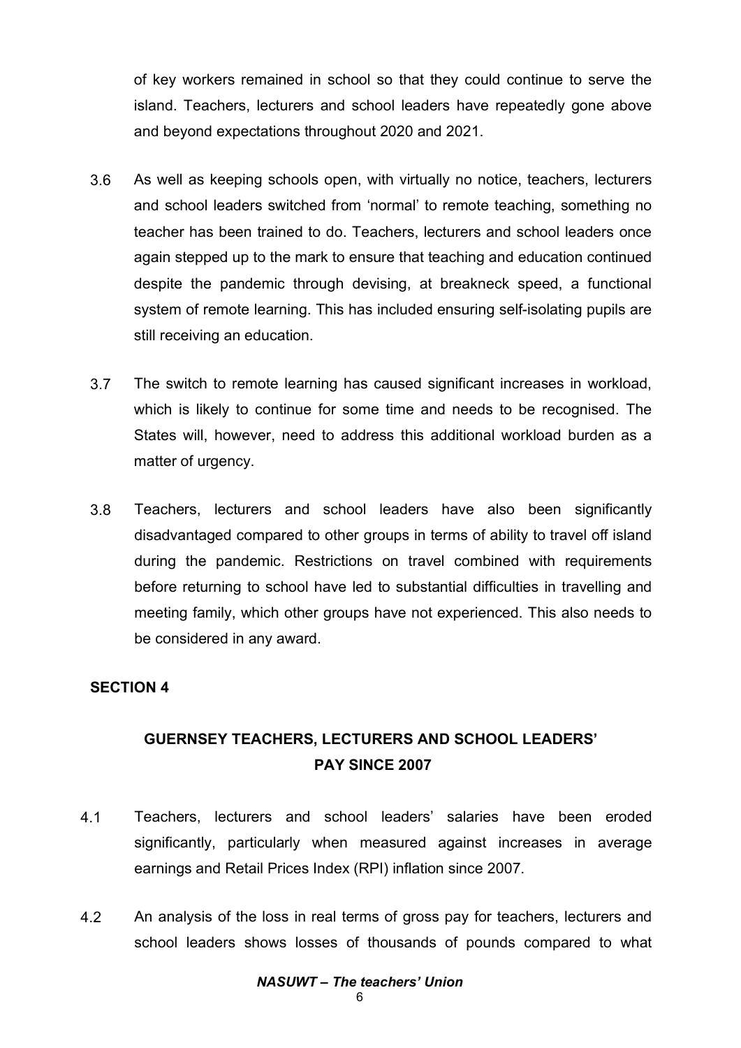of key workers remained in school so that they could continue to serve the island. Teachers, lecturers and school leaders have repeatedly gone above and beyond expectations throughout 2020 and 2021.

3.6 As well as keeping schools open, with virtually no notice, teachers, lecturers and school leaders switched from 'normal' to remote teaching, something no teacher has been trained to do. Teachers, lecturers and school leaders once again stepped up to the mark to ensure that teaching and education continued despite the pandemic through devising, at breakneck speed, a functional system of remote learning. This has included ensuring self-isolating pupils are still receiving an education.

3.7 The switch to remote learning has caused significant increases in workload, which is likely to continue for some time and needs to be recognised. The States will, however, need to address this additional workload burden as a matter of urgency.

3.8 Teachers, lecturers and school leaders have also been significantly disadvantaged compared to other groups in terms of ability to travel off island during the pandemic. Restrictions on travel combined with requirements before returning to school have led to substantial difficulties in travelling and meeting family, which other groups have not experienced. This also needs to be considered in any award.

## SECTION 4

## GUERNSEY TEACHERS, LECTURERS AND SCHOOL LEADERS' PAY SINCE 2007

4.1 Teachers, lecturers and school leaders' salaries have been eroded significantly, particularly when measured against increases in average earnings and Retail Prices Index (RPI) inflation since 2007.

4.2 An analysis of the loss in real terms of gross pay for teachers, lecturers and school leaders shows losses of thousands of pounds compared to what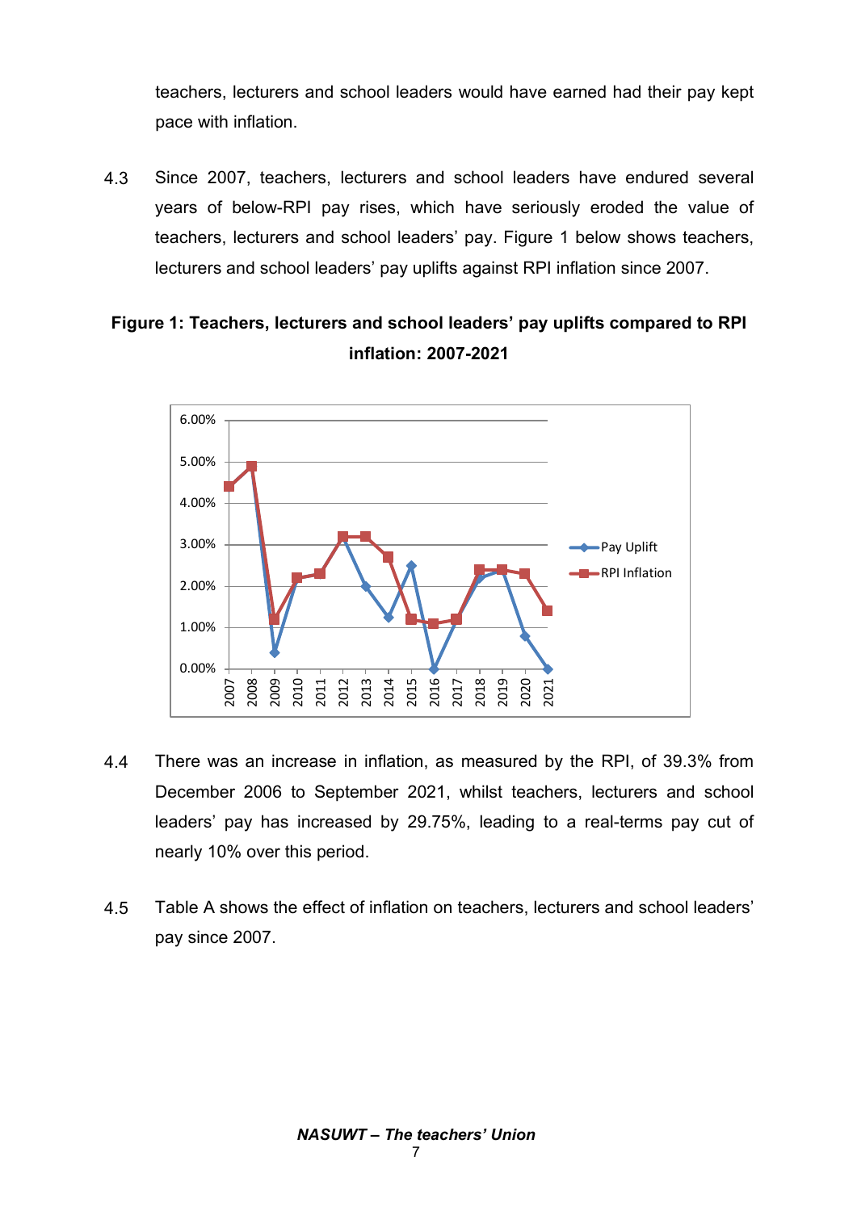teachers, lecturers and school leaders would have earned had their pay kept pace with inflation.

4.3 Since 2007, teachers, lecturers and school leaders have endured several years of below-RPI pay rises, which have seriously eroded the value of teachers, lecturers and school leaders' pay. Figure 1 below shows teachers, lecturers and school leaders' pay uplifts against RPI inflation since 2007.

**Figure 1: Teachers, lecturers and school leaders' pay uplifts compared to RPI inflation: 2007-2021**

4.4 There was an increase in inflation, as measured by the RPI, of 39.3% from December 2006 to September 2021, whilst teachers, lecturers and school leaders' pay has increased by 29.75%, leading to a real-terms pay cut of nearly 10% over this period.

4.5 Table A shows the effect of inflation on teachers, lecturers and school leaders' pay since 2007.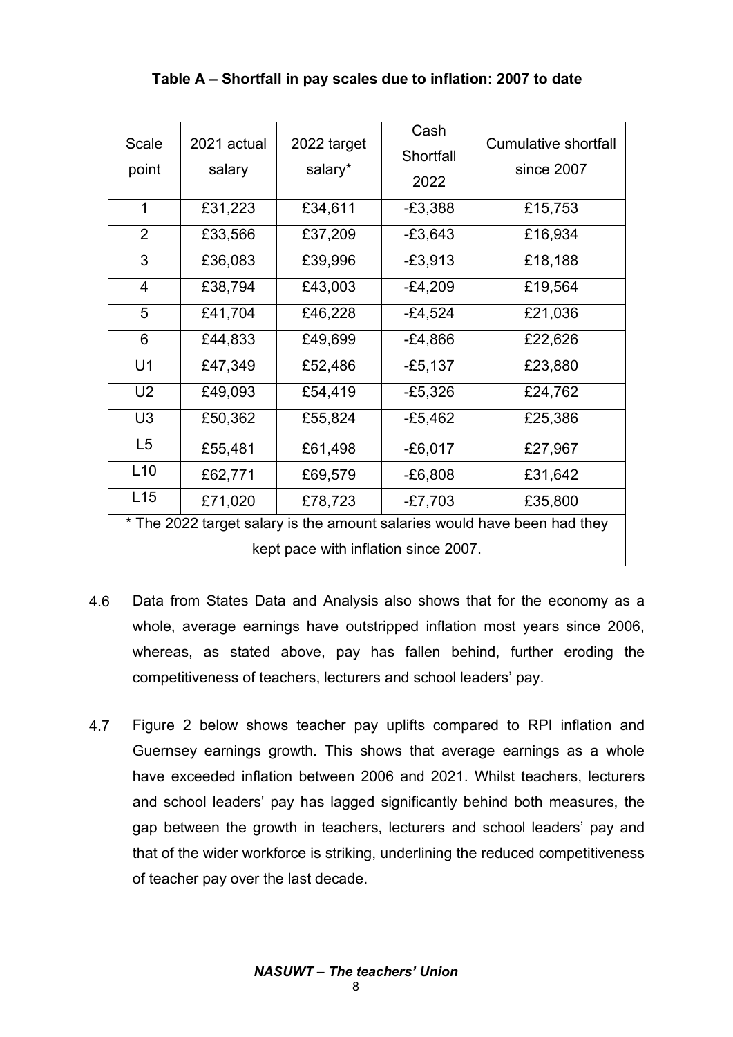**Table A – Shortfall in pay scales due to inflation: 2007 to date**

| Scale point | 2021 actual salary | 2022 target salary* | Cash Shortfall 2022 | Cumulative shortfall since 2007 |
|---|---|---|---|---|
| 1 | £31,223 | £34,611 | -£3,388 | £15,753 |
| 2 | £33,566 | £37,209 | -£3,643 | £16,934 |
| 3 | £36,083 | £39,996 | -£3,913 | £18,188 |
| 4 | £38,794 | £43,003 | -£4,209 | £19,564 |
| 5 | £41,704 | £46,228 | -£4,524 | £21,036 |
| 6 | £44,833 | £49,699 | -£4,866 | £22,626 |
| U1 | £47,349 | £52,486 | -£5,137 | £23,880 |
| U2 | £49,093 | £54,419 | -£5,326 | £24,762 |
| U3 | £50,362 | £55,824 | -£5,462 | £25,386 |
| L5 | £55,481 | £61,498 | -£6,017 | £27,967 |
| L10 | £62,771 | £69,579 | -£6,808 | £31,642 |
| L15 | £71,020 | £78,723 | -£7,703 | £35,800 |
| * The 2022 target salary is the amount salaries would have been had they kept pace with inflation since 2007. | | | | |

4.6 Data from States Data and Analysis also shows that for the economy as a whole, average earnings have outstripped inflation most years since 2006, whereas, as stated above, pay has fallen behind, further eroding the competitiveness of teachers, lecturers and school leaders' pay.

4.7 Figure 2 below shows teacher pay uplifts compared to RPI inflation and Guernsey earnings growth. This shows that average earnings as a whole have exceeded inflation between 2006 and 2021. Whilst teachers, lecturers and school leaders' pay has lagged significantly behind both measures, the gap between the growth in teachers, lecturers and school leaders' pay and that of the wider workforce is striking, underlining the reduced competitiveness of teacher pay over the last decade.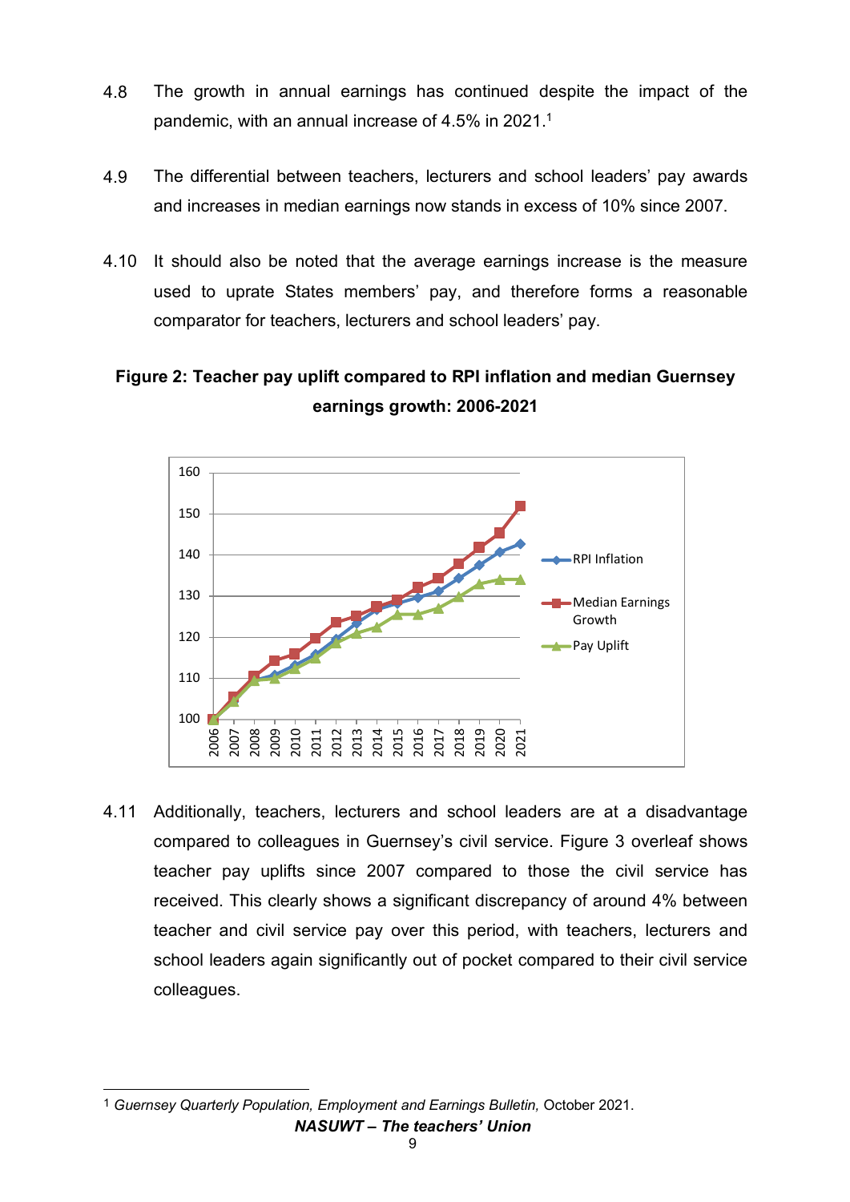4.8 The growth in annual earnings has continued despite the impact of the pandemic, with an annual increase of 4.5% in 2021.[1]

4.9 The differential between teachers, lecturers and school leaders' pay awards and increases in median earnings now stands in excess of 10% since 2007.

4.10 It should also be noted that the average earnings increase is the measure used to uprate States members' pay, and therefore forms a reasonable comparator for teachers, lecturers and school leaders' pay.

**Figure 2: Teacher pay uplift compared to RPI inflation and median Guernsey earnings growth: 2006-2021**

4.11 Additionally, teachers, lecturers and school leaders are at a disadvantage compared to colleagues in Guernsey's civil service. Figure 3 overleaf shows teacher pay uplifts since 2007 compared to those the civil service has received. This clearly shows a significant discrepancy of around 4% between teacher and civil service pay over this period, with teachers, lecturers and school leaders again significantly out of pocket compared to their civil service colleagues.

[1] *Guernsey Quarterly Population, Employment and Earnings Bulletin,* October 2021.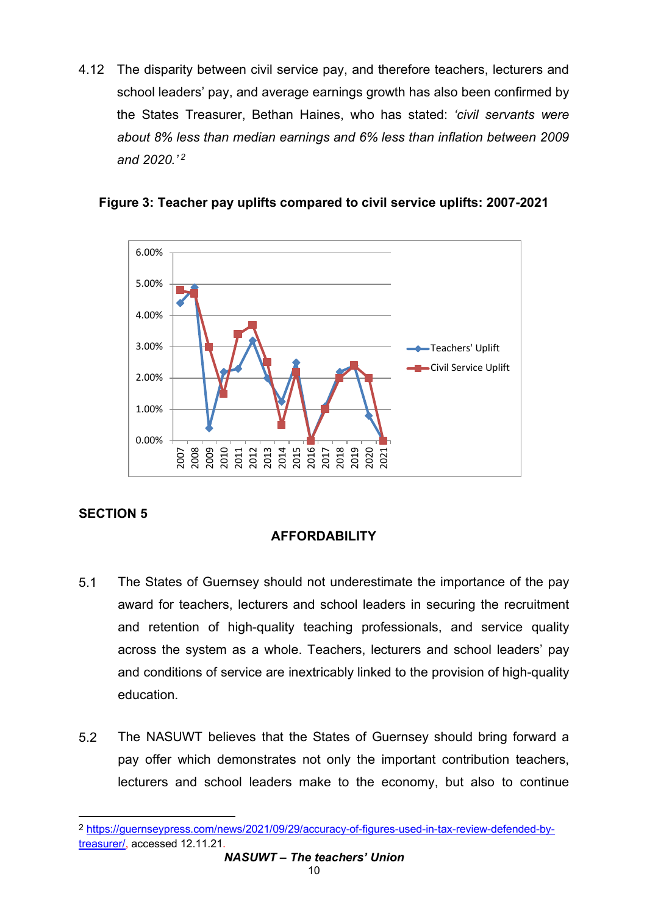4.12 The disparity between civil service pay, and therefore teachers, lecturers and school leaders' pay, and average earnings growth has also been confirmed by the States Treasurer, Bethan Haines, who has stated: *'civil servants were about 8% less than median earnings and 6% less than inflation between 2009 and 2020.'*[2]

**Figure 3: Teacher pay uplifts compared to civil service uplifts: 2007-2021**

## SECTION 5

### AFFORDABILITY

5.1 The States of Guernsey should not underestimate the importance of the pay award for teachers, lecturers and school leaders in securing the recruitment and retention of high-quality teaching professionals, and service quality across the system as a whole. Teachers, lecturers and school leaders' pay and conditions of service are inextricably linked to the provision of high-quality education.

5.2 The NASUWT believes that the States of Guernsey should bring forward a pay offer which demonstrates not only the important contribution teachers, lecturers and school leaders make to the economy, but also to continue

---

[2] https://guernseypress.com/news/2021/09/29/accuracy-of-figures-used-in-tax-review-defended-by-treasurer/, accessed 12.11.21.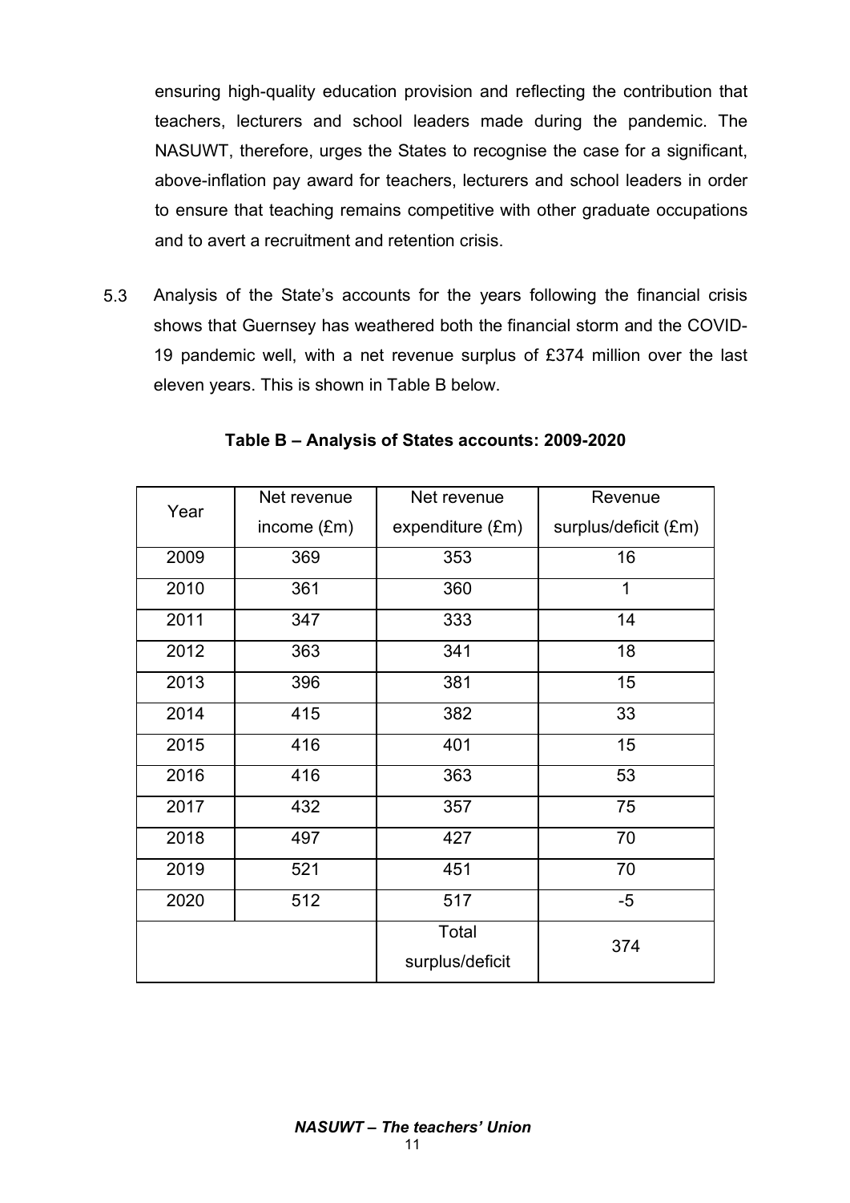ensuring high-quality education provision and reflecting the contribution that teachers, lecturers and school leaders made during the pandemic. The NASUWT, therefore, urges the States to recognise the case for a significant, above-inflation pay award for teachers, lecturers and school leaders in order to ensure that teaching remains competitive with other graduate occupations and to avert a recruitment and retention crisis.

5.3 Analysis of the State's accounts for the years following the financial crisis shows that Guernsey has weathered both the financial storm and the COVID-19 pandemic well, with a net revenue surplus of £374 million over the last eleven years. This is shown in Table B below.

**Table B – Analysis of States accounts: 2009-2020**

| Year | Net revenue income (£m) | Net revenue expenditure (£m) | Revenue surplus/deficit (£m) |
|---|---|---|---|
| 2009 | 369 | 353 | 16 |
| 2010 | 361 | 360 | 1 |
| 2011 | 347 | 333 | 14 |
| 2012 | 363 | 341 | 18 |
| 2013 | 396 | 381 | 15 |
| 2014 | 415 | 382 | 33 |
| 2015 | 416 | 401 | 15 |
| 2016 | 416 | 363 | 53 |
| 2017 | 432 | 357 | 75 |
| 2018 | 497 | 427 | 70 |
| 2019 | 521 | 451 | 70 |
| 2020 | 512 | 517 | -5 |
| | | Total surplus/deficit | 374 |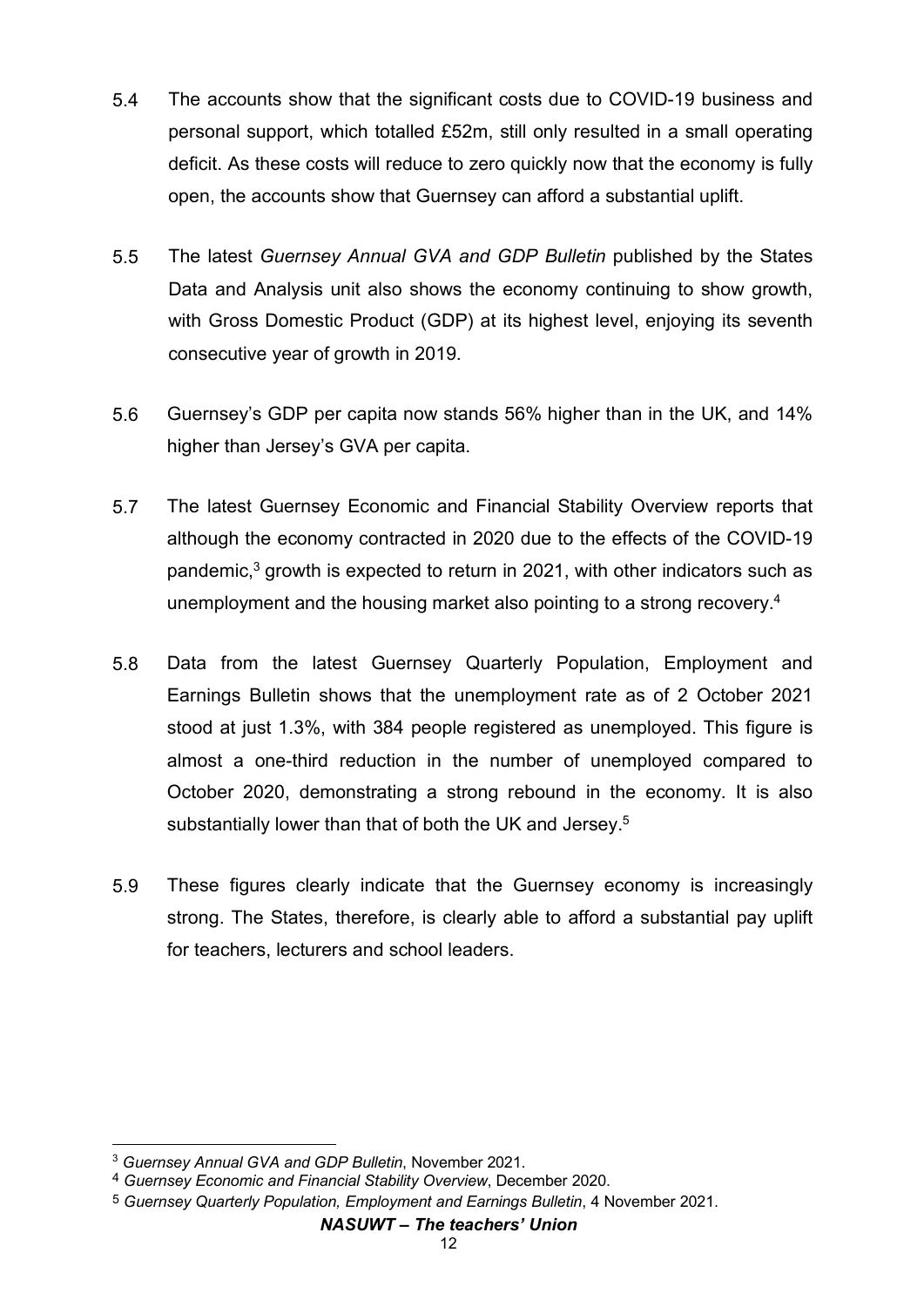5.4 The accounts show that the significant costs due to COVID-19 business and personal support, which totalled £52m, still only resulted in a small operating deficit. As these costs will reduce to zero quickly now that the economy is fully open, the accounts show that Guernsey can afford a substantial uplift.

5.5 The latest *Guernsey Annual GVA and GDP Bulletin* published by the States Data and Analysis unit also shows the economy continuing to show growth, with Gross Domestic Product (GDP) at its highest level, enjoying its seventh consecutive year of growth in 2019.

5.6 Guernsey's GDP per capita now stands 56% higher than in the UK, and 14% higher than Jersey's GVA per capita.

5.7 The latest Guernsey Economic and Financial Stability Overview reports that although the economy contracted in 2020 due to the effects of the COVID-19 pandemic,[3] growth is expected to return in 2021, with other indicators such as unemployment and the housing market also pointing to a strong recovery.[4]

5.8 Data from the latest Guernsey Quarterly Population, Employment and Earnings Bulletin shows that the unemployment rate as of 2 October 2021 stood at just 1.3%, with 384 people registered as unemployed. This figure is almost a one-third reduction in the number of unemployed compared to October 2020, demonstrating a strong rebound in the economy. It is also substantially lower than that of both the UK and Jersey.[5]

5.9 These figures clearly indicate that the Guernsey economy is increasingly strong. The States, therefore, is clearly able to afford a substantial pay uplift for teachers, lecturers and school leaders.

---

[3] *Guernsey Annual GVA and GDP Bulletin*, November 2021.

[4] *Guernsey Economic and Financial Stability Overview*, December 2020.

[5] *Guernsey Quarterly Population, Employment and Earnings Bulletin*, 4 November 2021.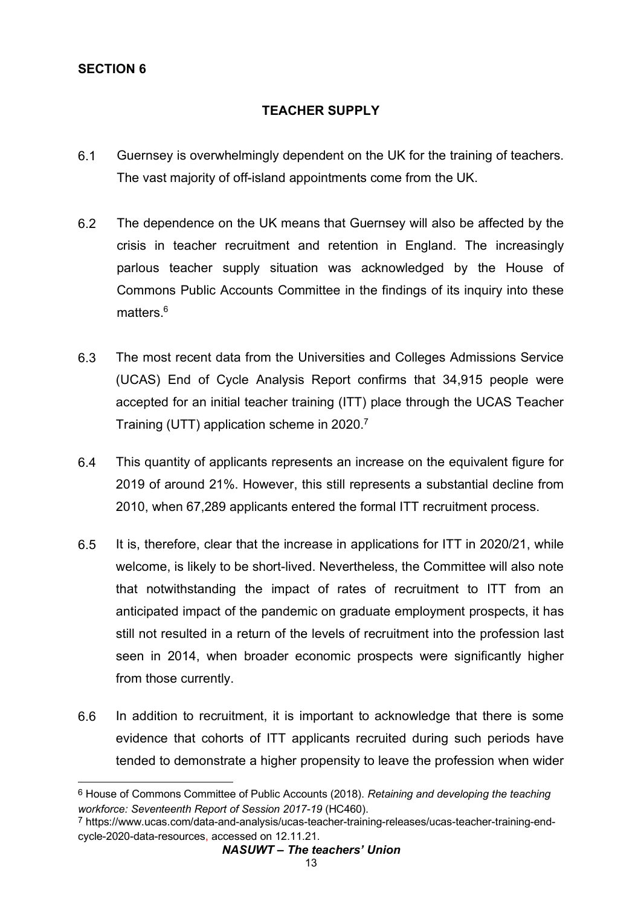## SECTION 6

### TEACHER SUPPLY

6.1 Guernsey is overwhelmingly dependent on the UK for the training of teachers. The vast majority of off-island appointments come from the UK.

6.2 The dependence on the UK means that Guernsey will also be affected by the crisis in teacher recruitment and retention in England. The increasingly parlous teacher supply situation was acknowledged by the House of Commons Public Accounts Committee in the findings of its inquiry into these matters.[6]

6.3 The most recent data from the Universities and Colleges Admissions Service (UCAS) End of Cycle Analysis Report confirms that 34,915 people were accepted for an initial teacher training (ITT) place through the UCAS Teacher Training (UTT) application scheme in 2020.[7]

6.4 This quantity of applicants represents an increase on the equivalent figure for 2019 of around 21%. However, this still represents a substantial decline from 2010, when 67,289 applicants entered the formal ITT recruitment process.

6.5 It is, therefore, clear that the increase in applications for ITT in 2020/21, while welcome, is likely to be short-lived. Nevertheless, the Committee will also note that notwithstanding the impact of rates of recruitment to ITT from an anticipated impact of the pandemic on graduate employment prospects, it has still not resulted in a return of the levels of recruitment into the profession last seen in 2014, when broader economic prospects were significantly higher from those currently.

6.6 In addition to recruitment, it is important to acknowledge that there is some evidence that cohorts of ITT applicants recruited during such periods have tended to demonstrate a higher propensity to leave the profession when wider

---

[6] House of Commons Committee of Public Accounts (2018). *Retaining and developing the teaching workforce: Seventeenth Report of Session 2017-19* (HC460).

[7] https://www.ucas.com/data-and-analysis/ucas-teacher-training-releases/ucas-teacher-training-end-cycle-2020-data-resources, accessed on 12.11.21.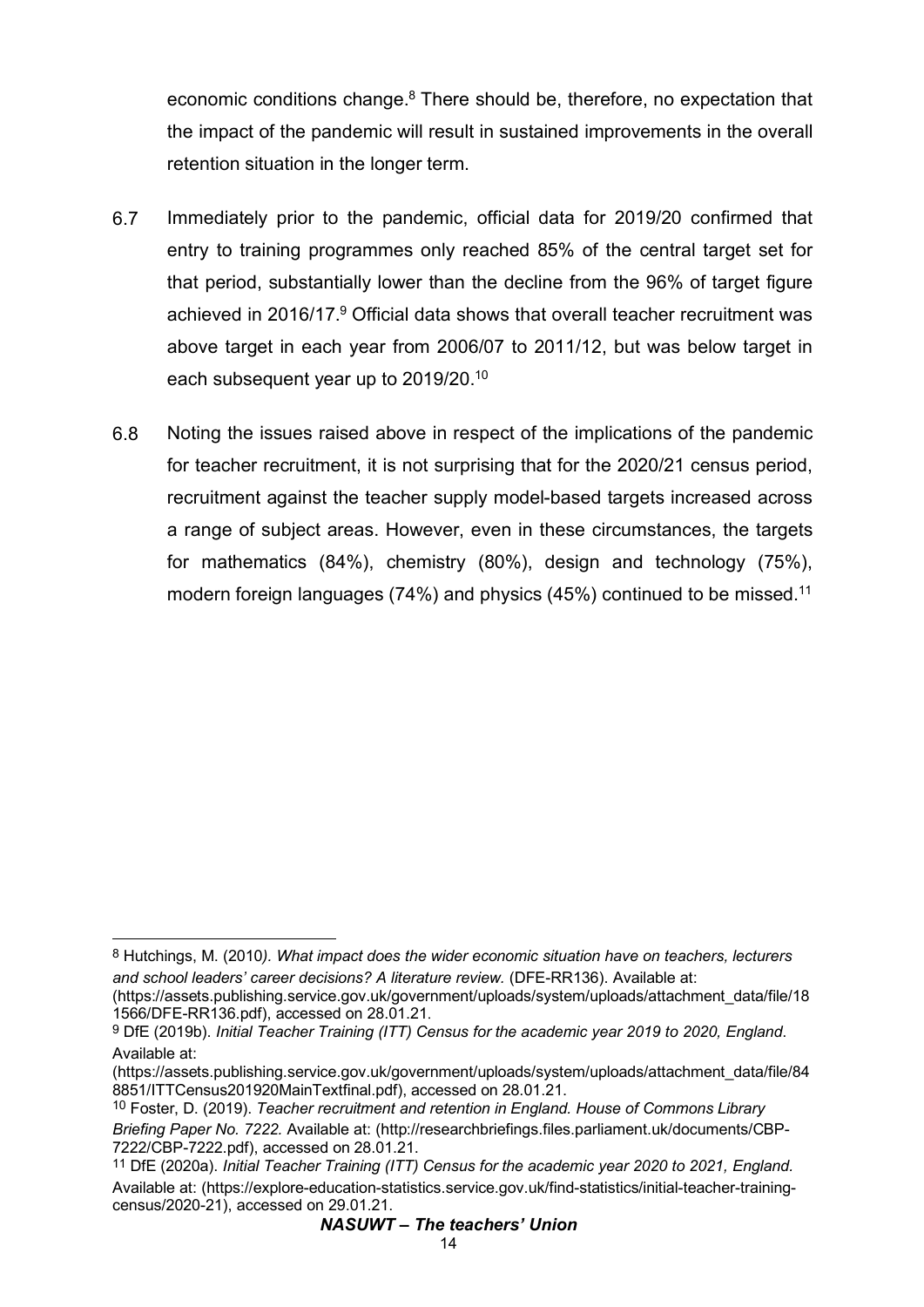economic conditions change.[8] There should be, therefore, no expectation that the impact of the pandemic will result in sustained improvements in the overall retention situation in the longer term.

6.7 Immediately prior to the pandemic, official data for 2019/20 confirmed that entry to training programmes only reached 85% of the central target set for that period, substantially lower than the decline from the 96% of target figure achieved in 2016/17.[9] Official data shows that overall teacher recruitment was above target in each year from 2006/07 to 2011/12, but was below target in each subsequent year up to 2019/20.[10]

6.8 Noting the issues raised above in respect of the implications of the pandemic for teacher recruitment, it is not surprising that for the 2020/21 census period, recruitment against the teacher supply model-based targets increased across a range of subject areas. However, even in these circumstances, the targets for mathematics (84%), chemistry (80%), design and technology (75%), modern foreign languages (74%) and physics (45%) continued to be missed.[11]

---

[8] Hutchings, M. (2010*). What impact does the wider economic situation have on teachers, lecturers and school leaders' career decisions? A literature review.* (DFE-RR136). Available at: (https://assets.publishing.service.gov.uk/government/uploads/system/uploads/attachment_data/file/181566/DFE-RR136.pdf), accessed on 28.01.21.

[9] DfE (2019b). *Initial Teacher Training (ITT) Census for the academic year 2019 to 2020, England*. Available at: (https://assets.publishing.service.gov.uk/government/uploads/system/uploads/attachment_data/file/848851/ITTCensus201920MainTextfinal.pdf), accessed on 28.01.21.

[10] Foster, D. (2019). *Teacher recruitment and retention in England. House of Commons Library Briefing Paper No. 7222.* Available at: (http://researchbriefings.files.parliament.uk/documents/CBP-7222/CBP-7222.pdf), accessed on 28.01.21.

[11] DfE (2020a). *Initial Teacher Training (ITT) Census for the academic year 2020 to 2021, England.* Available at: (https://explore-education-statistics.service.gov.uk/find-statistics/initial-teacher-training-census/2020-21), accessed on 29.01.21.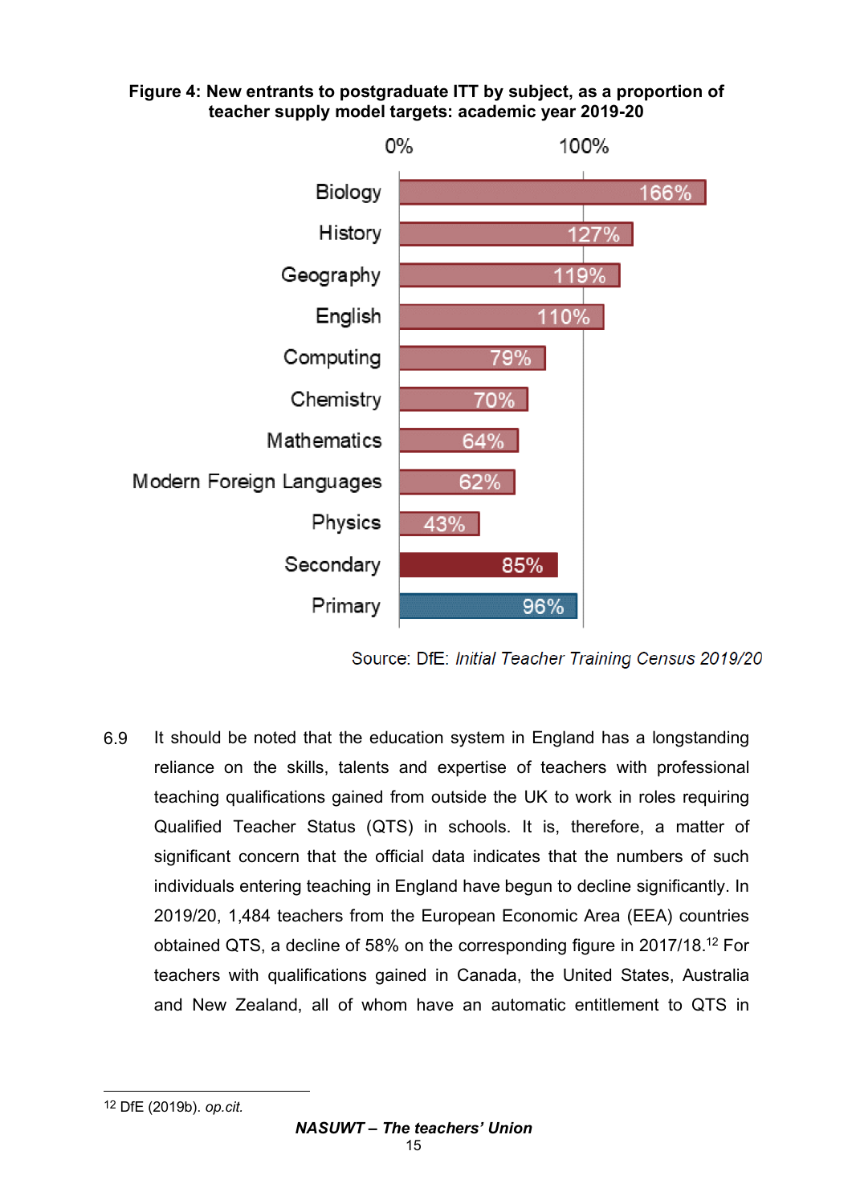**Figure 4: New entrants to postgraduate ITT by subject, as a proportion of teacher supply model targets: academic year 2019-20**

| Subject | Proportion of target |
|---|---|
| Biology | 166% |
| History | 127% |
| Geography | 119% |
| English | 110% |
| Computing | 79% |
| Chemistry | 70% |
| Mathematics | 64% |
| Modern Foreign Languages | 62% |
| Physics | 43% |
| Secondary | 85% |
| Primary | 96% |

Source: DfE: *Initial Teacher Training Census 2019/20*

6.9 It should be noted that the education system in England has a longstanding reliance on the skills, talents and expertise of teachers with professional teaching qualifications gained from outside the UK to work in roles requiring Qualified Teacher Status (QTS) in schools. It is, therefore, a matter of significant concern that the official data indicates that the numbers of such individuals entering teaching in England have begun to decline significantly. In 2019/20, 1,484 teachers from the European Economic Area (EEA) countries obtained QTS, a decline of 58% on the corresponding figure in 2017/18.[12] For teachers with qualifications gained in Canada, the United States, Australia and New Zealand, all of whom have an automatic entitlement to QTS in

---

[12] DfE (2019b). *op.cit.*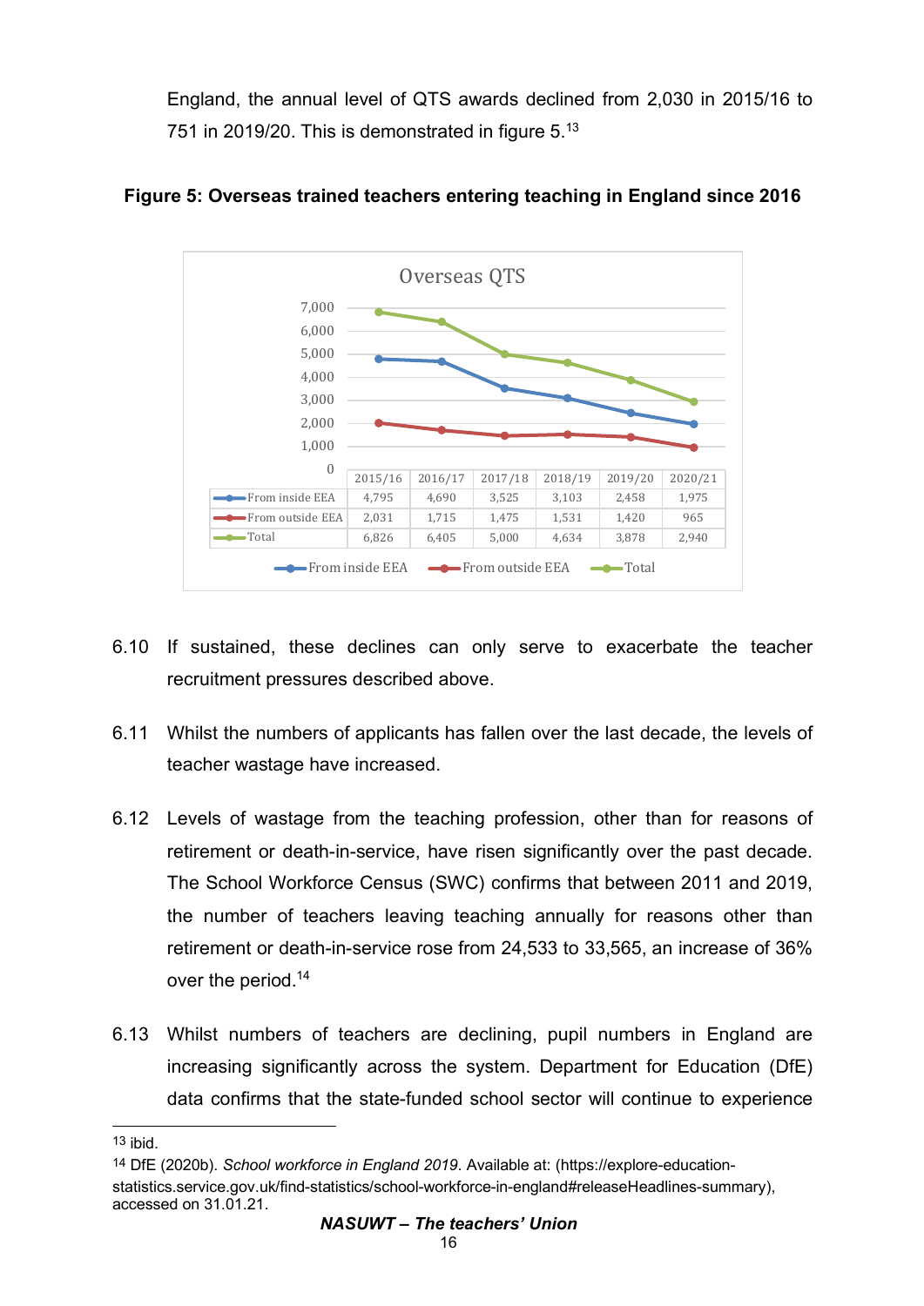England, the annual level of QTS awards declined from 2,030 in 2015/16 to 751 in 2019/20. This is demonstrated in figure 5.[13]

**Figure 5: Overseas trained teachers entering teaching in England since 2016**

Overseas QTS

| | 2015/16 | 2016/17 | 2017/18 | 2018/19 | 2019/20 | 2020/21 |
|---|---|---|---|---|---|---|
| From inside EEA | 4,795 | 4,690 | 3,525 | 3,103 | 2,458 | 1,975 |
| From outside EEA | 2,031 | 1,715 | 1,475 | 1,531 | 1,420 | 965 |
| Total | 6,826 | 6,405 | 5,000 | 4,634 | 3,878 | 2,940 |

6.10 If sustained, these declines can only serve to exacerbate the teacher recruitment pressures described above.

6.11 Whilst the numbers of applicants has fallen over the last decade, the levels of teacher wastage have increased.

6.12 Levels of wastage from the teaching profession, other than for reasons of retirement or death-in-service, have risen significantly over the past decade. The School Workforce Census (SWC) confirms that between 2011 and 2019, the number of teachers leaving teaching annually for reasons other than retirement or death-in-service rose from 24,533 to 33,565, an increase of 36% over the period.[14]

6.13 Whilst numbers of teachers are declining, pupil numbers in England are increasing significantly across the system. Department for Education (DfE) data confirms that the state-funded school sector will continue to experience

---

13 ibid.

14 DfE (2020b). *School workforce in England 2019*. Available at: (https://explore-education-statistics.service.gov.uk/find-statistics/school-workforce-in-england#releaseHeadlines-summary), accessed on 31.01.21.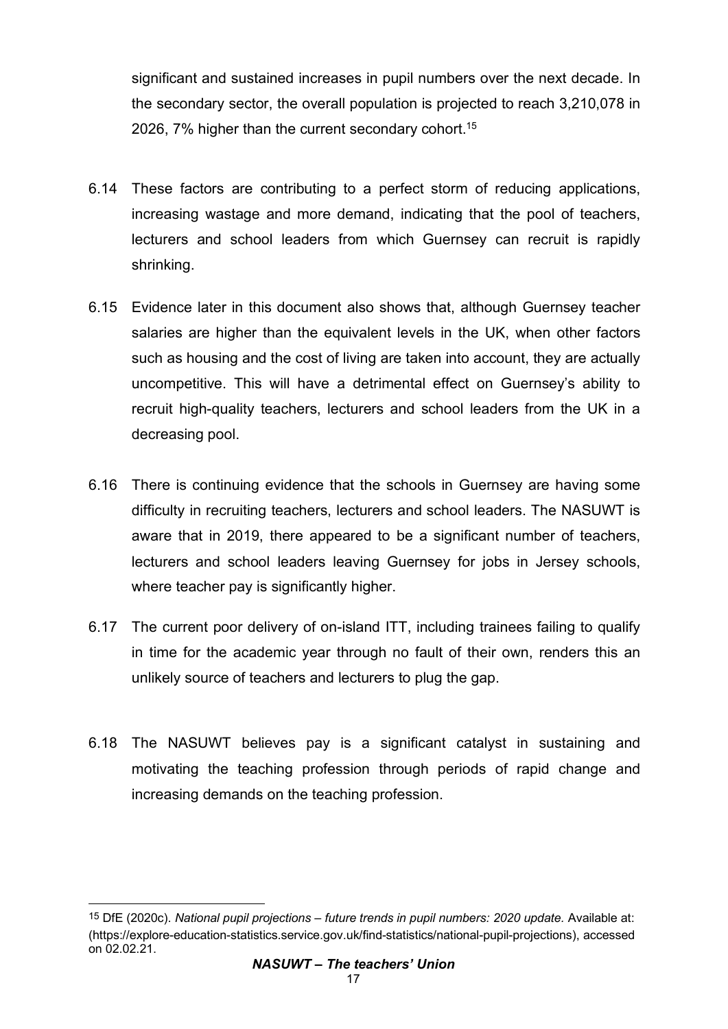significant and sustained increases in pupil numbers over the next decade. In the secondary sector, the overall population is projected to reach 3,210,078 in 2026, 7% higher than the current secondary cohort.[15]

6.14 These factors are contributing to a perfect storm of reducing applications, increasing wastage and more demand, indicating that the pool of teachers, lecturers and school leaders from which Guernsey can recruit is rapidly shrinking.

6.15 Evidence later in this document also shows that, although Guernsey teacher salaries are higher than the equivalent levels in the UK, when other factors such as housing and the cost of living are taken into account, they are actually uncompetitive. This will have a detrimental effect on Guernsey's ability to recruit high-quality teachers, lecturers and school leaders from the UK in a decreasing pool.

6.16 There is continuing evidence that the schools in Guernsey are having some difficulty in recruiting teachers, lecturers and school leaders. The NASUWT is aware that in 2019, there appeared to be a significant number of teachers, lecturers and school leaders leaving Guernsey for jobs in Jersey schools, where teacher pay is significantly higher.

6.17 The current poor delivery of on-island ITT, including trainees failing to qualify in time for the academic year through no fault of their own, renders this an unlikely source of teachers and lecturers to plug the gap.

6.18 The NASUWT believes pay is a significant catalyst in sustaining and motivating the teaching profession through periods of rapid change and increasing demands on the teaching profession.

---

[15] DfE (2020c). *National pupil projections – future trends in pupil numbers: 2020 update.* Available at: (https://explore-education-statistics.service.gov.uk/find-statistics/national-pupil-projections), accessed on 02.02.21.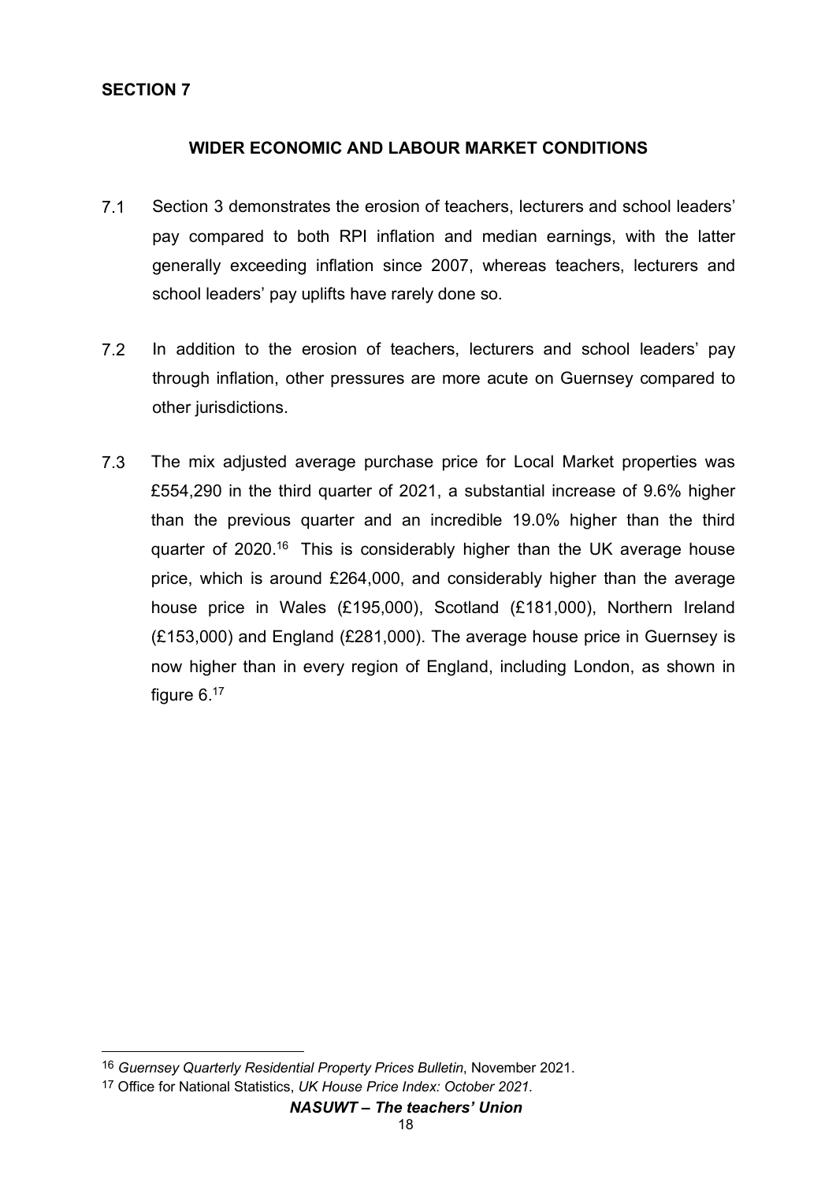## SECTION 7

### WIDER ECONOMIC AND LABOUR MARKET CONDITIONS

7.1 Section 3 demonstrates the erosion of teachers, lecturers and school leaders' pay compared to both RPI inflation and median earnings, with the latter generally exceeding inflation since 2007, whereas teachers, lecturers and school leaders' pay uplifts have rarely done so.

7.2 In addition to the erosion of teachers, lecturers and school leaders' pay through inflation, other pressures are more acute on Guernsey compared to other jurisdictions.

7.3 The mix adjusted average purchase price for Local Market properties was £554,290 in the third quarter of 2021, a substantial increase of 9.6% higher than the previous quarter and an incredible 19.0% higher than the third quarter of 2020.[16] This is considerably higher than the UK average house price, which is around £264,000, and considerably higher than the average house price in Wales (£195,000), Scotland (£181,000), Northern Ireland (£153,000) and England (£281,000). The average house price in Guernsey is now higher than in every region of England, including London, as shown in figure 6.[17]

---

[16] *Guernsey Quarterly Residential Property Prices Bulletin*, November 2021.

[17] Office for National Statistics, *UK House Price Index: October 2021.*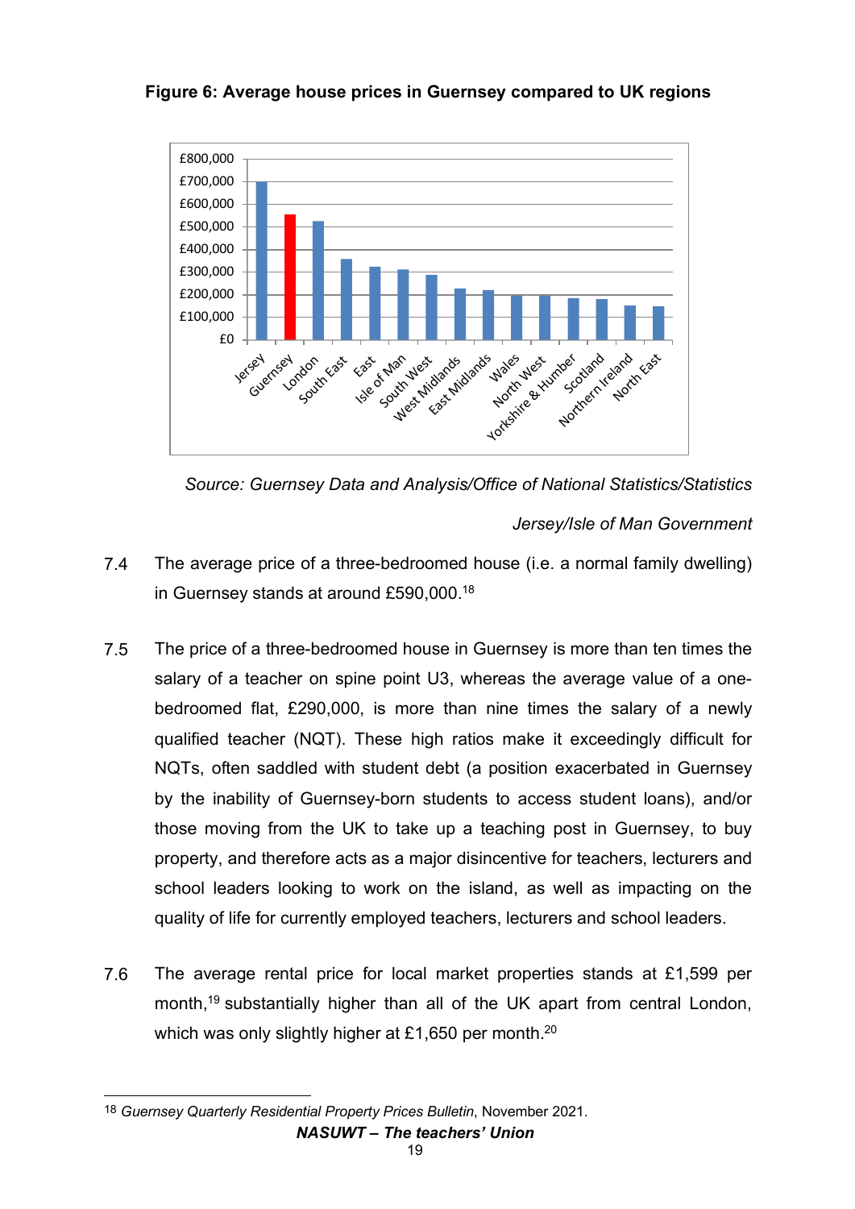**Figure 6: Average house prices in Guernsey compared to UK regions**

*Source: Guernsey Data and Analysis/Office of National Statistics/Statistics Jersey/Isle of Man Government*

7.4 The average price of a three-bedroomed house (i.e. a normal family dwelling) in Guernsey stands at around £590,000.[18]

7.5 The price of a three-bedroomed house in Guernsey is more than ten times the salary of a teacher on spine point U3, whereas the average value of a one-bedroomed flat, £290,000, is more than nine times the salary of a newly qualified teacher (NQT). These high ratios make it exceedingly difficult for NQTs, often saddled with student debt (a position exacerbated in Guernsey by the inability of Guernsey-born students to access student loans), and/or those moving from the UK to take up a teaching post in Guernsey, to buy property, and therefore acts as a major disincentive for teachers, lecturers and school leaders looking to work on the island, as well as impacting on the quality of life for currently employed teachers, lecturers and school leaders.

7.6 The average rental price for local market properties stands at £1,599 per month,[19] substantially higher than all of the UK apart from central London, which was only slightly higher at £1,650 per month.[20]

---

[18] *Guernsey Quarterly Residential Property Prices Bulletin*, November 2021.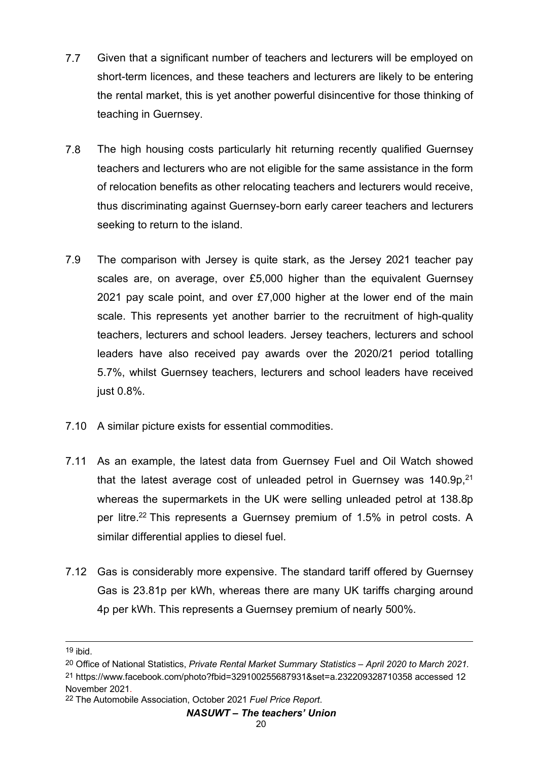7.7 Given that a significant number of teachers and lecturers will be employed on short-term licences, and these teachers and lecturers are likely to be entering the rental market, this is yet another powerful disincentive for those thinking of teaching in Guernsey.

7.8 The high housing costs particularly hit returning recently qualified Guernsey teachers and lecturers who are not eligible for the same assistance in the form of relocation benefits as other relocating teachers and lecturers would receive, thus discriminating against Guernsey-born early career teachers and lecturers seeking to return to the island.

7.9 The comparison with Jersey is quite stark, as the Jersey 2021 teacher pay scales are, on average, over £5,000 higher than the equivalent Guernsey 2021 pay scale point, and over £7,000 higher at the lower end of the main scale. This represents yet another barrier to the recruitment of high-quality teachers, lecturers and school leaders. Jersey teachers, lecturers and school leaders have also received pay awards over the 2020/21 period totalling 5.7%, whilst Guernsey teachers, lecturers and school leaders have received just 0.8%.

7.10 A similar picture exists for essential commodities.

7.11 As an example, the latest data from Guernsey Fuel and Oil Watch showed that the latest average cost of unleaded petrol in Guernsey was 140.9p,[21] whereas the supermarkets in the UK were selling unleaded petrol at 138.8p per litre.[22] This represents a Guernsey premium of 1.5% in petrol costs. A similar differential applies to diesel fuel.

7.12 Gas is considerably more expensive. The standard tariff offered by Guernsey Gas is 23.81p per kWh, whereas there are many UK tariffs charging around 4p per kWh. This represents a Guernsey premium of nearly 500%.

---

[19] ibid.

[20] Office of National Statistics, *Private Rental Market Summary Statistics – April 2020 to March 2021.*

[21] https://www.facebook.com/photo?fbid=329100255687931&set=a.232209328710358 accessed 12 November 2021.

[22] The Automobile Association, October 2021 *Fuel Price Report*.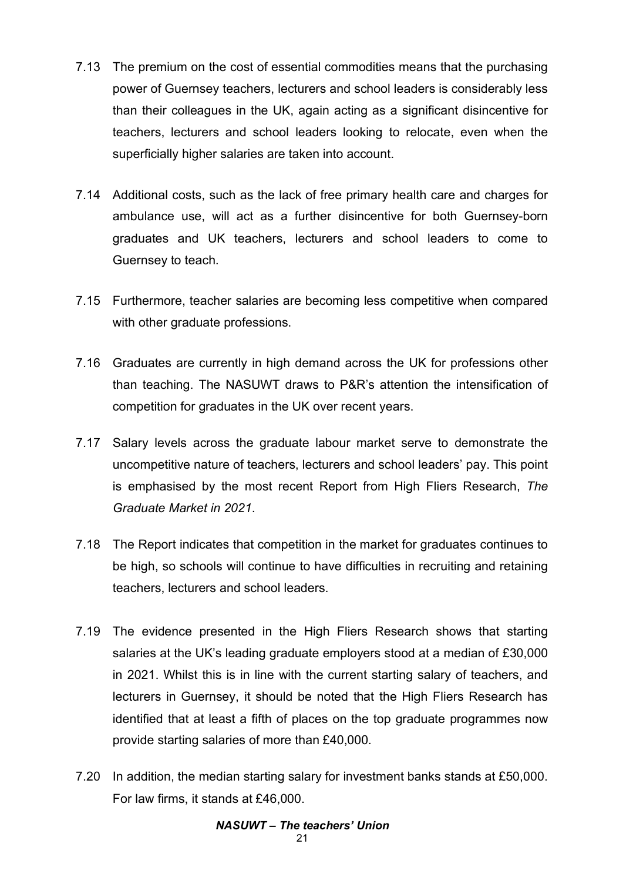7.13 The premium on the cost of essential commodities means that the purchasing power of Guernsey teachers, lecturers and school leaders is considerably less than their colleagues in the UK, again acting as a significant disincentive for teachers, lecturers and school leaders looking to relocate, even when the superficially higher salaries are taken into account.

7.14 Additional costs, such as the lack of free primary health care and charges for ambulance use, will act as a further disincentive for both Guernsey-born graduates and UK teachers, lecturers and school leaders to come to Guernsey to teach.

7.15 Furthermore, teacher salaries are becoming less competitive when compared with other graduate professions.

7.16 Graduates are currently in high demand across the UK for professions other than teaching. The NASUWT draws to P&R's attention the intensification of competition for graduates in the UK over recent years.

7.17 Salary levels across the graduate labour market serve to demonstrate the uncompetitive nature of teachers, lecturers and school leaders' pay. This point is emphasised by the most recent Report from High Fliers Research, *The Graduate Market in 2021*.

7.18 The Report indicates that competition in the market for graduates continues to be high, so schools will continue to have difficulties in recruiting and retaining teachers, lecturers and school leaders.

7.19 The evidence presented in the High Fliers Research shows that starting salaries at the UK's leading graduate employers stood at a median of £30,000 in 2021. Whilst this is in line with the current starting salary of teachers, and lecturers in Guernsey, it should be noted that the High Fliers Research has identified that at least a fifth of places on the top graduate programmes now provide starting salaries of more than £40,000.

7.20 In addition, the median starting salary for investment banks stands at £50,000. For law firms, it stands at £46,000.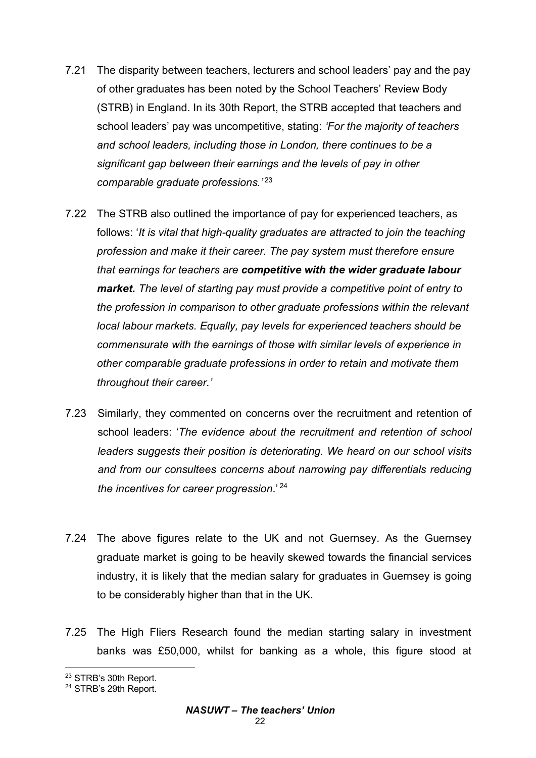7.21 The disparity between teachers, lecturers and school leaders' pay and the pay of other graduates has been noted by the School Teachers' Review Body (STRB) in England. In its 30th Report, the STRB accepted that teachers and school leaders' pay was uncompetitive, stating: *'For the majority of teachers and school leaders, including those in London, there continues to be a significant gap between their earnings and the levels of pay in other comparable graduate professions.'* [23]

7.22 The STRB also outlined the importance of pay for experienced teachers, as follows: '*It is vital that high-quality graduates are attracted to join the teaching profession and make it their career. The pay system must therefore ensure that earnings for teachers are **competitive with the wider graduate labour market.** The level of starting pay must provide a competitive point of entry to the profession in comparison to other graduate professions within the relevant local labour markets. Equally, pay levels for experienced teachers should be commensurate with the earnings of those with similar levels of experience in other comparable graduate professions in order to retain and motivate them throughout their career.'*

7.23 Similarly, they commented on concerns over the recruitment and retention of school leaders: '*The evidence about the recruitment and retention of school leaders suggests their position is deteriorating. We heard on our school visits and from our consultees concerns about narrowing pay differentials reducing the incentives for career progression*.' [24]

7.24 The above figures relate to the UK and not Guernsey. As the Guernsey graduate market is going to be heavily skewed towards the financial services industry, it is likely that the median salary for graduates in Guernsey is going to be considerably higher than that in the UK.

7.25 The High Fliers Research found the median starting salary in investment banks was £50,000, whilst for banking as a whole, this figure stood at

---

[23] STRB's 30th Report.

[24] STRB's 29th Report.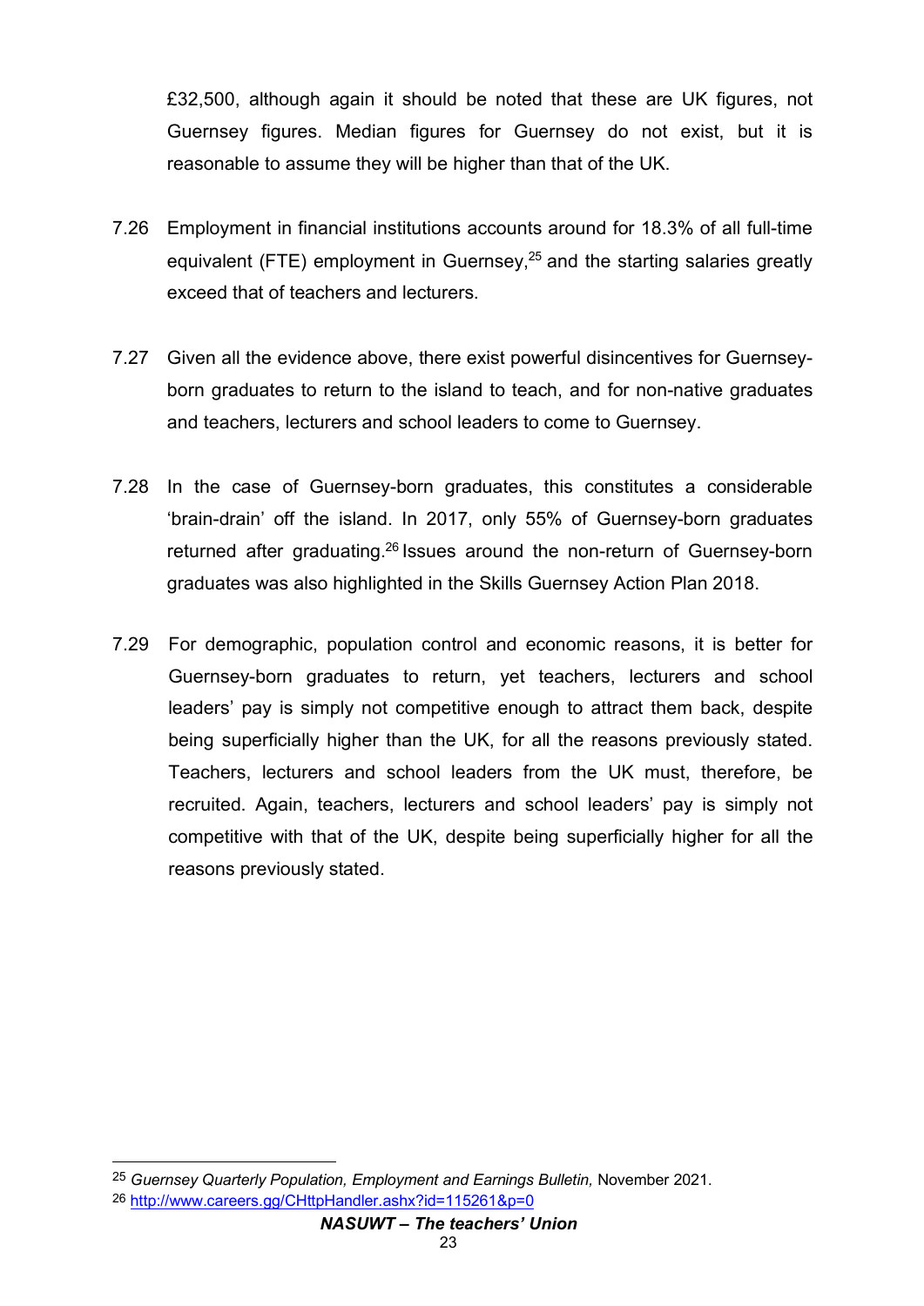£32,500, although again it should be noted that these are UK figures, not Guernsey figures. Median figures for Guernsey do not exist, but it is reasonable to assume they will be higher than that of the UK.

7.26 Employment in financial institutions accounts around for 18.3% of all full-time equivalent (FTE) employment in Guernsey,[25] and the starting salaries greatly exceed that of teachers and lecturers.

7.27 Given all the evidence above, there exist powerful disincentives for Guernsey-born graduates to return to the island to teach, and for non-native graduates and teachers, lecturers and school leaders to come to Guernsey.

7.28 In the case of Guernsey-born graduates, this constitutes a considerable 'brain-drain' off the island. In 2017, only 55% of Guernsey-born graduates returned after graduating.[26] Issues around the non-return of Guernsey-born graduates was also highlighted in the Skills Guernsey Action Plan 2018.

7.29 For demographic, population control and economic reasons, it is better for Guernsey-born graduates to return, yet teachers, lecturers and school leaders' pay is simply not competitive enough to attract them back, despite being superficially higher than the UK, for all the reasons previously stated. Teachers, lecturers and school leaders from the UK must, therefore, be recruited. Again, teachers, lecturers and school leaders' pay is simply not competitive with that of the UK, despite being superficially higher for all the reasons previously stated.

---

[25] *Guernsey Quarterly Population, Employment and Earnings Bulletin,* November 2021.

[26] http://www.careers.gg/CHttpHandler.ashx?id=115261&p=0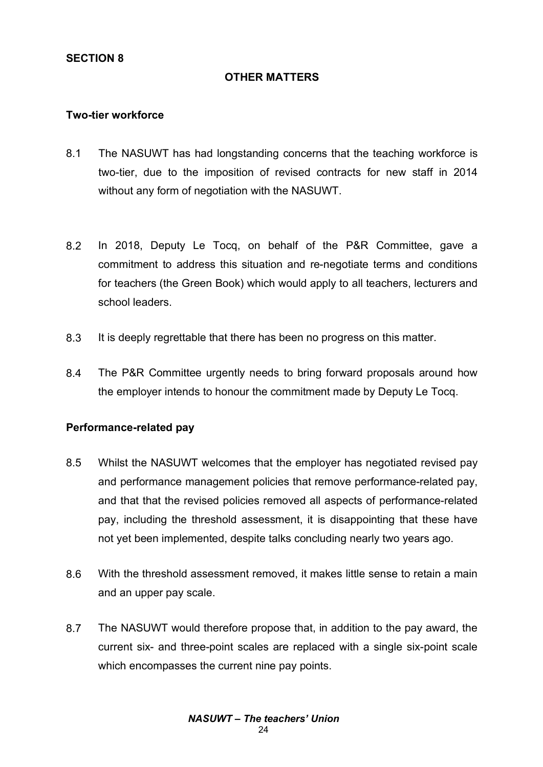## SECTION 8

## OTHER MATTERS

### Two-tier workforce

8.1 The NASUWT has had longstanding concerns that the teaching workforce is two-tier, due to the imposition of revised contracts for new staff in 2014 without any form of negotiation with the NASUWT.

8.2 In 2018, Deputy Le Tocq, on behalf of the P&R Committee, gave a commitment to address this situation and re-negotiate terms and conditions for teachers (the Green Book) which would apply to all teachers, lecturers and school leaders.

8.3 It is deeply regrettable that there has been no progress on this matter.

8.4 The P&R Committee urgently needs to bring forward proposals around how the employer intends to honour the commitment made by Deputy Le Tocq.

### Performance-related pay

8.5 Whilst the NASUWT welcomes that the employer has negotiated revised pay and performance management policies that remove performance-related pay, and that that the revised policies removed all aspects of performance-related pay, including the threshold assessment, it is disappointing that these have not yet been implemented, despite talks concluding nearly two years ago.

8.6 With the threshold assessment removed, it makes little sense to retain a main and an upper pay scale.

8.7 The NASUWT would therefore propose that, in addition to the pay award, the current six- and three-point scales are replaced with a single six-point scale which encompasses the current nine pay points.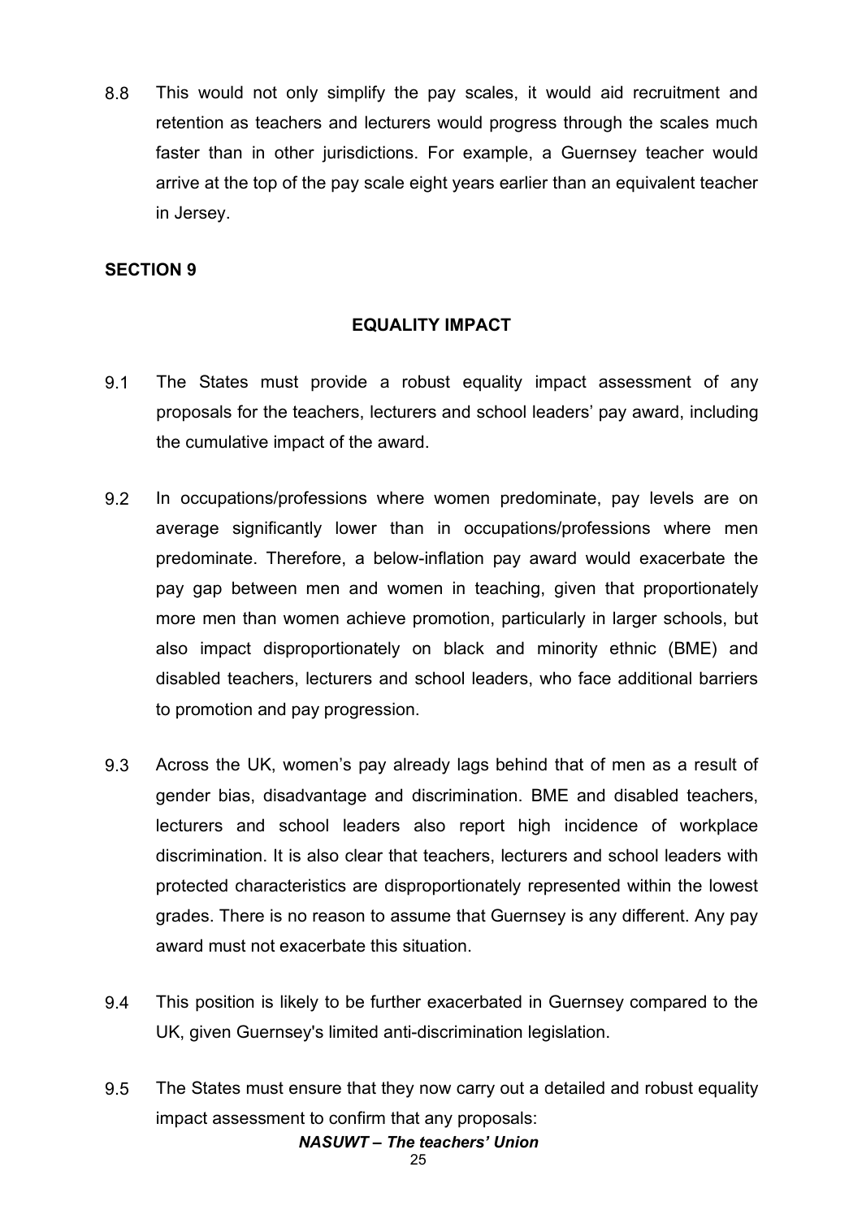8.8 This would not only simplify the pay scales, it would aid recruitment and retention as teachers and lecturers would progress through the scales much faster than in other jurisdictions. For example, a Guernsey teacher would arrive at the top of the pay scale eight years earlier than an equivalent teacher in Jersey.

## SECTION 9

### EQUALITY IMPACT

9.1 The States must provide a robust equality impact assessment of any proposals for the teachers, lecturers and school leaders' pay award, including the cumulative impact of the award.

9.2 In occupations/professions where women predominate, pay levels are on average significantly lower than in occupations/professions where men predominate. Therefore, a below-inflation pay award would exacerbate the pay gap between men and women in teaching, given that proportionately more men than women achieve promotion, particularly in larger schools, but also impact disproportionately on black and minority ethnic (BME) and disabled teachers, lecturers and school leaders, who face additional barriers to promotion and pay progression.

9.3 Across the UK, women's pay already lags behind that of men as a result of gender bias, disadvantage and discrimination. BME and disabled teachers, lecturers and school leaders also report high incidence of workplace discrimination. It is also clear that teachers, lecturers and school leaders with protected characteristics are disproportionately represented within the lowest grades. There is no reason to assume that Guernsey is any different. Any pay award must not exacerbate this situation.

9.4 This position is likely to be further exacerbated in Guernsey compared to the UK, given Guernsey's limited anti-discrimination legislation.

9.5 The States must ensure that they now carry out a detailed and robust equality impact assessment to confirm that any proposals: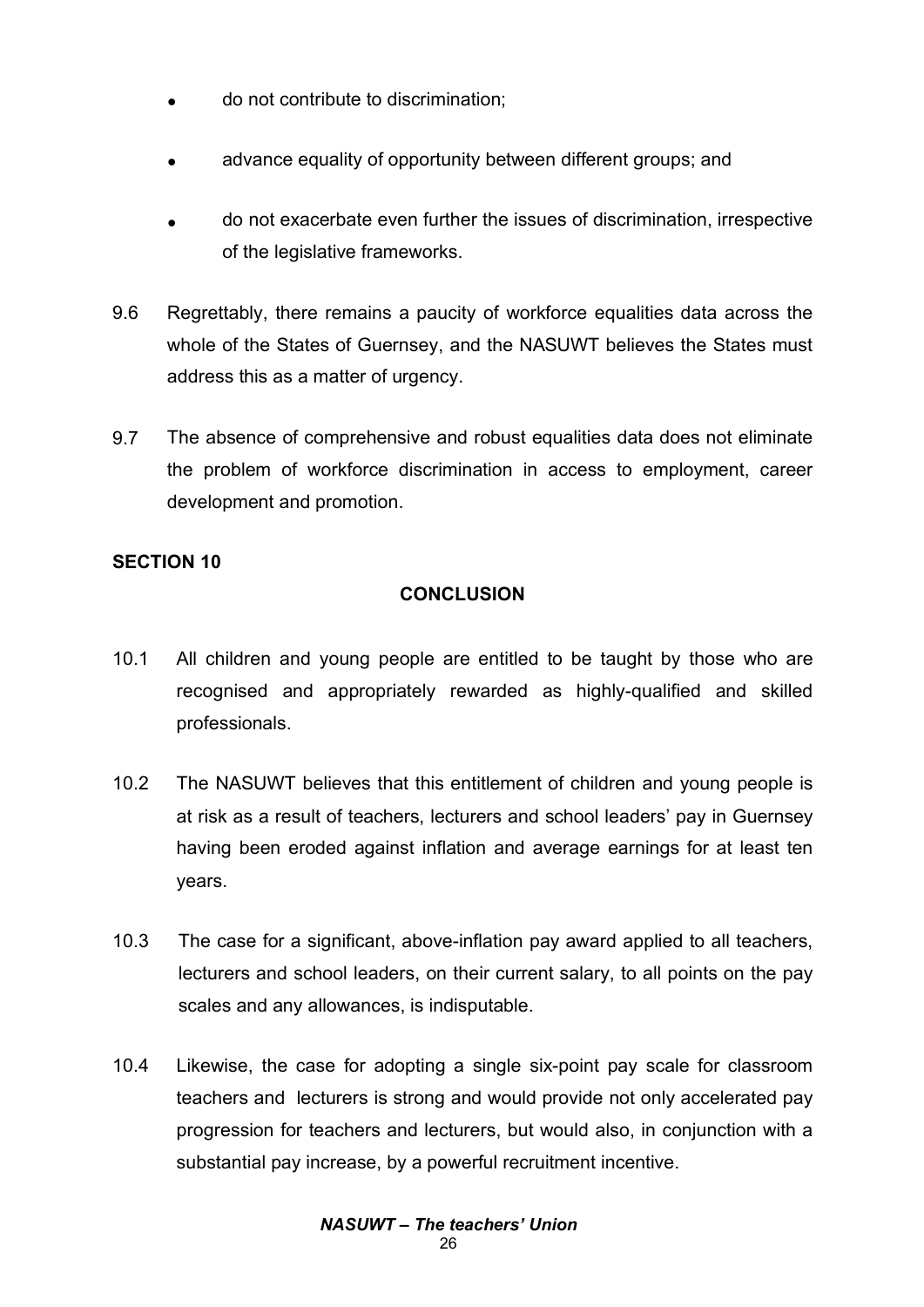- do not contribute to discrimination;
- advance equality of opportunity between different groups; and
- do not exacerbate even further the issues of discrimination, irrespective of the legislative frameworks.

9.6 Regrettably, there remains a paucity of workforce equalities data across the whole of the States of Guernsey, and the NASUWT believes the States must address this as a matter of urgency.

9.7 The absence of comprehensive and robust equalities data does not eliminate the problem of workforce discrimination in access to employment, career development and promotion.

**SECTION 10**

## CONCLUSION

10.1 All children and young people are entitled to be taught by those who are recognised and appropriately rewarded as highly-qualified and skilled professionals.

10.2 The NASUWT believes that this entitlement of children and young people is at risk as a result of teachers, lecturers and school leaders' pay in Guernsey having been eroded against inflation and average earnings for at least ten years.

10.3 The case for a significant, above-inflation pay award applied to all teachers, lecturers and school leaders, on their current salary, to all points on the pay scales and any allowances, is indisputable.

10.4 Likewise, the case for adopting a single six-point pay scale for classroom teachers and lecturers is strong and would provide not only accelerated pay progression for teachers and lecturers, but would also, in conjunction with a substantial pay increase, by a powerful recruitment incentive.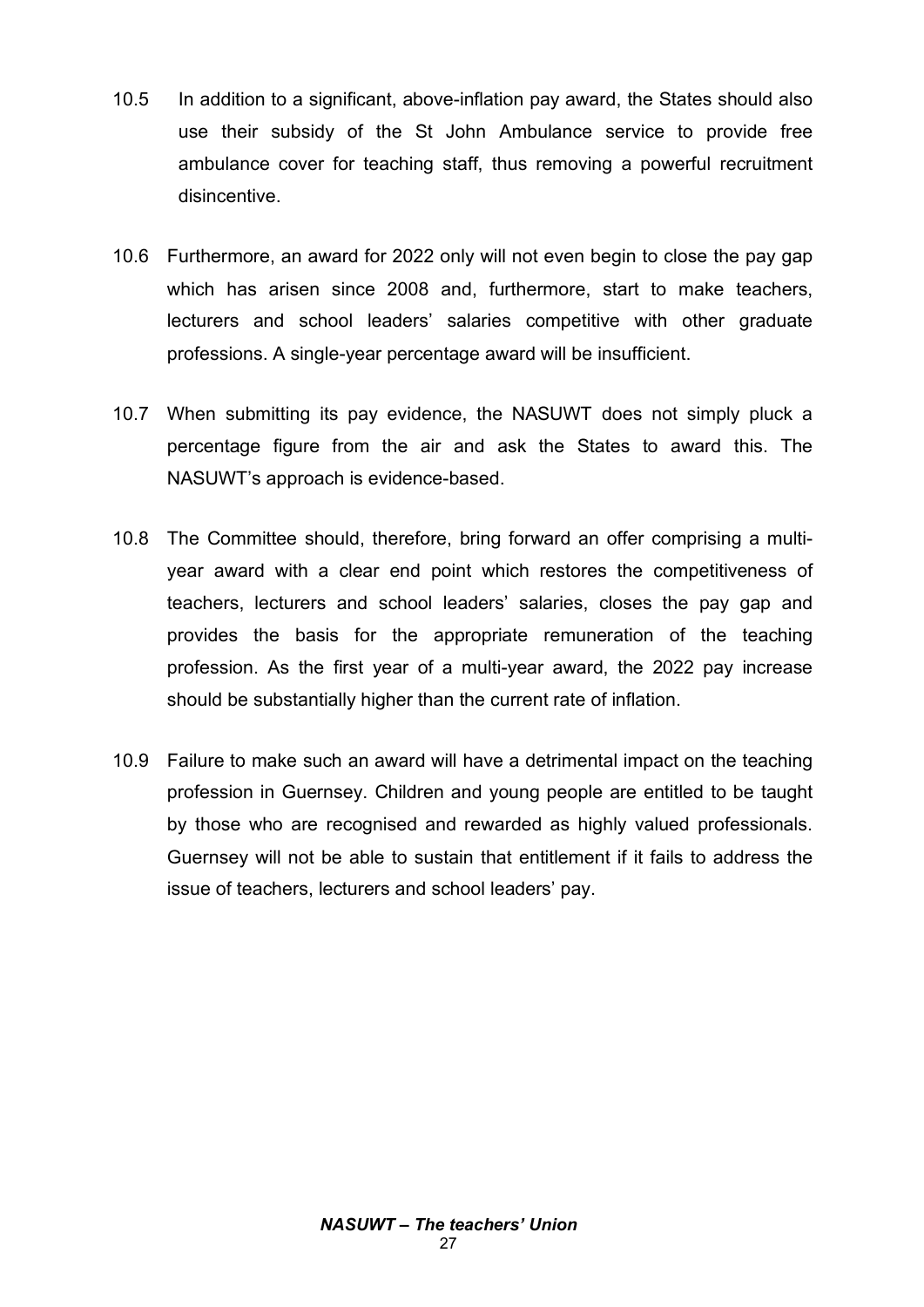10.5 In addition to a significant, above-inflation pay award, the States should also use their subsidy of the St John Ambulance service to provide free ambulance cover for teaching staff, thus removing a powerful recruitment disincentive.

10.6 Furthermore, an award for 2022 only will not even begin to close the pay gap which has arisen since 2008 and, furthermore, start to make teachers, lecturers and school leaders' salaries competitive with other graduate professions. A single-year percentage award will be insufficient.

10.7 When submitting its pay evidence, the NASUWT does not simply pluck a percentage figure from the air and ask the States to award this. The NASUWT's approach is evidence-based.

10.8 The Committee should, therefore, bring forward an offer comprising a multi-year award with a clear end point which restores the competitiveness of teachers, lecturers and school leaders' salaries, closes the pay gap and provides the basis for the appropriate remuneration of the teaching profession. As the first year of a multi-year award, the 2022 pay increase should be substantially higher than the current rate of inflation.

10.9 Failure to make such an award will have a detrimental impact on the teaching profession in Guernsey. Children and young people are entitled to be taught by those who are recognised and rewarded as highly valued professionals. Guernsey will not be able to sustain that entitlement if it fails to address the issue of teachers, lecturers and school leaders' pay.